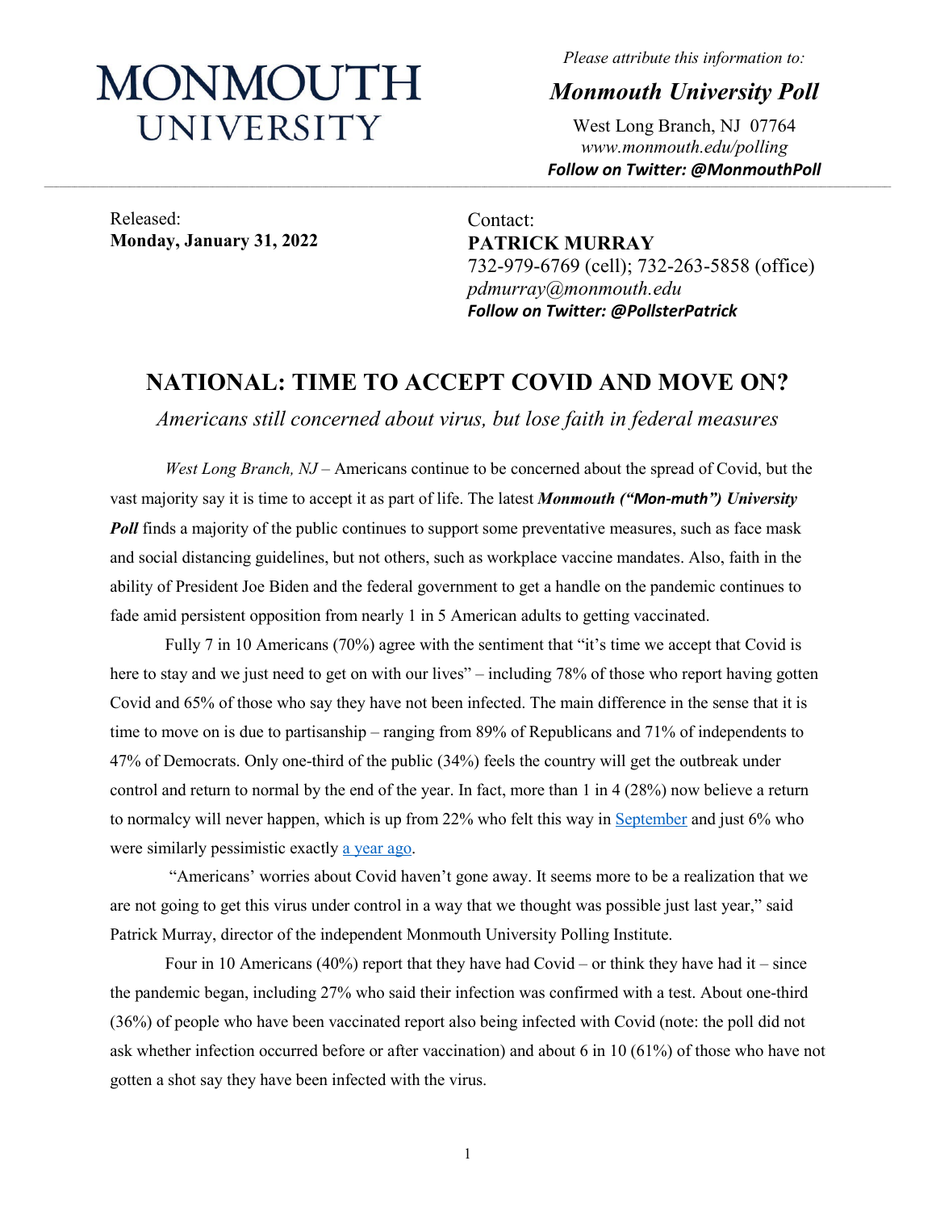# MONMOUTH UNIVERSITY

*Please attribute this information to:*

***Monmouth University Poll***

West Long Branch, NJ 07764
*www.monmouth.edu/polling*
***Follow on Twitter: @MonmouthPoll***

Released:
**Monday, January 31, 2022**

Contact:
**PATRICK MURRAY**
732-979-6769 (cell); 732-263-5858 (office)
*pdmurray@monmouth.edu*
***Follow on Twitter: @PollsterPatrick***

## NATIONAL: TIME TO ACCEPT COVID AND MOVE ON?

*Americans still concerned about virus, but lose faith in federal measures*

*West Long Branch, NJ* – Americans continue to be concerned about the spread of Covid, but the vast majority say it is time to accept it as part of life. The latest ***Monmouth ("Mon-muth") University Poll*** finds a majority of the public continues to support some preventative measures, such as face mask and social distancing guidelines, but not others, such as workplace vaccine mandates. Also, faith in the ability of President Joe Biden and the federal government to get a handle on the pandemic continues to fade amid persistent opposition from nearly 1 in 5 American adults to getting vaccinated.

Fully 7 in 10 Americans (70%) agree with the sentiment that "it's time we accept that Covid is here to stay and we just need to get on with our lives" – including 78% of those who report having gotten Covid and 65% of those who say they have not been infected. The main difference in the sense that it is time to move on is due to partisanship – ranging from 89% of Republicans and 71% of independents to 47% of Democrats. Only one-third of the public (34%) feels the country will get the outbreak under control and return to normal by the end of the year. In fact, more than 1 in 4 (28%) now believe a return to normalcy will never happen, which is up from 22% who felt this way in September and just 6% who were similarly pessimistic exactly a year ago.

"Americans' worries about Covid haven't gone away. It seems more to be a realization that we are not going to get this virus under control in a way that we thought was possible just last year," said Patrick Murray, director of the independent Monmouth University Polling Institute.

Four in 10 Americans (40%) report that they have had Covid – or think they have had it – since the pandemic began, including 27% who said their infection was confirmed with a test. About one-third (36%) of people who have been vaccinated report also being infected with Covid (note: the poll did not ask whether infection occurred before or after vaccination) and about 6 in 10 (61%) of those who have not gotten a shot say they have been infected with the virus.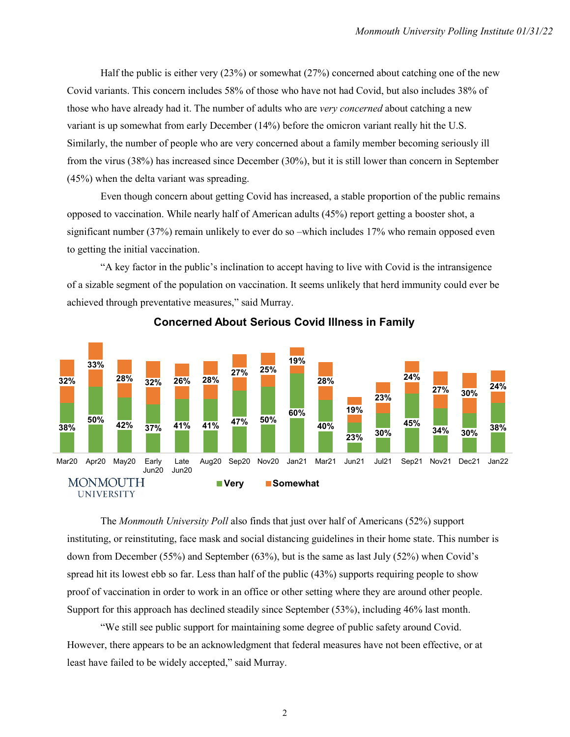Half the public is either very (23%) or somewhat (27%) concerned about catching one of the new Covid variants. This concern includes 58% of those who have not had Covid, but also includes 38% of those who have already had it. The number of adults who are *very concerned* about catching a new variant is up somewhat from early December (14%) before the omicron variant really hit the U.S. Similarly, the number of people who are very concerned about a family member becoming seriously ill from the virus (38%) has increased since December (30%), but it is still lower than concern in September (45%) when the delta variant was spreading.

Even though concern about getting Covid has increased, a stable proportion of the public remains opposed to vaccination. While nearly half of American adults (45%) report getting a booster shot, a significant number (37%) remain unlikely to ever do so –which includes 17% who remain opposed even to getting the initial vaccination.

"A key factor in the public's inclination to accept having to live with Covid is the intransigence of a sizable segment of the population on vaccination. It seems unlikely that herd immunity could ever be achieved through preventative measures," said Murray.

**Concerned About Serious Covid Illness in Family**

| | Mar20 | Apr20 | May20 | Early Jun20 | Late Jun20 | Aug20 | Sep20 | Nov20 | Jan21 | Mar21 | Jun21 | Jul21 | Sep21 | Nov21 | Dec21 | Jan22 |
|---|---|---|---|---|---|---|---|---|---|---|---|---|---|---|---|---|
| Very | 38% | 50% | 42% | 37% | 41% | 41% | 47% | 50% | 60% | 40% | 23% | 30% | 45% | 34% | 30% | 38% |
| Somewhat | 32% | 33% | 28% | 32% | 26% | 28% | 27% | 25% | 19% | 28% | 19% | 23% | 24% | 27% | 30% | 24% |

The *Monmouth University Poll* also finds that just over half of Americans (52%) support instituting, or reinstituting, face mask and social distancing guidelines in their home state. This number is down from December (55%) and September (63%), but is the same as last July (52%) when Covid's spread hit its lowest ebb so far. Less than half of the public (43%) supports requiring people to show proof of vaccination in order to work in an office or other setting where they are around other people. Support for this approach has declined steadily since September (53%), including 46% last month.

"We still see public support for maintaining some degree of public safety around Covid. However, there appears to be an acknowledgment that federal measures have not been effective, or at least have failed to be widely accepted," said Murray.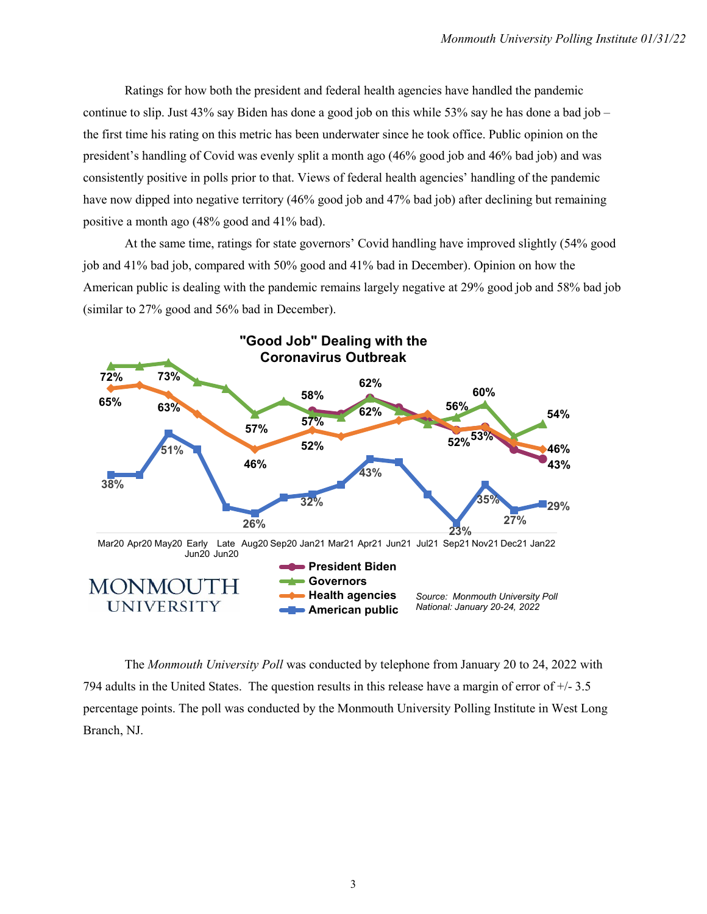Ratings for how both the president and federal health agencies have handled the pandemic continue to slip. Just 43% say Biden has done a good job on this while 53% say he has done a bad job – the first time his rating on this metric has been underwater since he took office. Public opinion on the president's handling of Covid was evenly split a month ago (46% good job and 46% bad job) and was consistently positive in polls prior to that. Views of federal health agencies' handling of the pandemic have now dipped into negative territory (46% good job and 47% bad job) after declining but remaining positive a month ago (48% good and 41% bad).

At the same time, ratings for state governors' Covid handling have improved slightly (54% good job and 41% bad job, compared with 50% good and 41% bad in December). Opinion on how the American public is dealing with the pandemic remains largely negative at 29% good job and 58% bad job (similar to 27% good and 56% bad in December).

**"Good Job" Dealing with the Coronavirus Outbreak**

Source: Monmouth University Poll National: January 20-24, 2022

The *Monmouth University Poll* was conducted by telephone from January 20 to 24, 2022 with 794 adults in the United States. The question results in this release have a margin of error of +/- 3.5 percentage points. The poll was conducted by the Monmouth University Polling Institute in West Long Branch, NJ.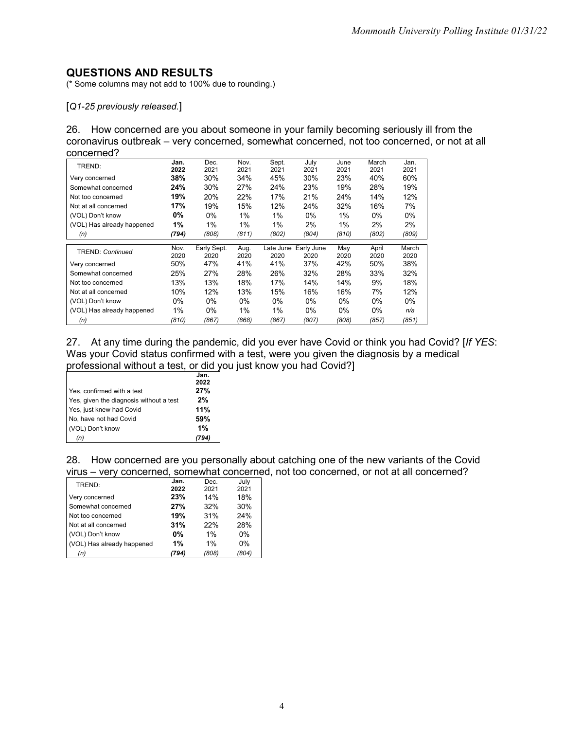## QUESTIONS AND RESULTS

(* Some columns may not add to 100% due to rounding.)

[*Q1-25 previously released.*]

26. How concerned are you about someone in your family becoming seriously ill from the coronavirus outbreak – very concerned, somewhat concerned, not too concerned, or not at all concerned?

| TREND: | **Jan. 2022** | Dec. 2021 | Nov. 2021 | Sept. 2021 | July 2021 | June 2021 | March 2021 | Jan. 2021 |
|---|---|---|---|---|---|---|---|---|
| Very concerned | **38%** | 30% | 34% | 45% | 30% | 23% | 40% | 60% |
| Somewhat concerned | **24%** | 30% | 27% | 24% | 23% | 19% | 28% | 19% |
| Not too concerned | **19%** | 20% | 22% | 17% | 21% | 24% | 14% | 12% |
| Not at all concerned | **17%** | 19% | 15% | 12% | 24% | 32% | 16% | 7% |
| (VOL) Don't know | **0%** | 0% | 1% | 1% | 0% | 1% | 0% | 0% |
| (VOL) Has already happened | **1%** | 1% | 1% | 1% | 2% | 1% | 2% | 2% |
| *(n)* | ***(794)*** | *(808)* | *(811)* | *(802)* | *(804)* | *(810)* | *(802)* | *(809)* |

| *TREND: Continued* | Nov. 2020 | Early Sept. 2020 | Aug. 2020 | Late June 2020 | Early June 2020 | May 2020 | April 2020 | March 2020 |
|---|---|---|---|---|---|---|---|---|
| Very concerned | 50% | 47% | 41% | 41% | 37% | 42% | 50% | 38% |
| Somewhat concerned | 25% | 27% | 28% | 26% | 32% | 28% | 33% | 32% |
| Not too concerned | 13% | 13% | 18% | 17% | 14% | 14% | 9% | 18% |
| Not at all concerned | 10% | 12% | 13% | 15% | 16% | 16% | 7% | 12% |
| (VOL) Don't know | 0% | 0% | 0% | 0% | 0% | 0% | 0% | 0% |
| (VOL) Has already happened | 1% | 0% | 1% | 1% | 0% | 0% | 0% | *n/a* |
| *(n)* | *(810)* | *(867)* | *(868)* | *(867)* | *(807)* | *(808)* | *(857)* | *(851)* |

27. At any time during the pandemic, did you ever have Covid or think you had Covid? [*If YES*: Was your Covid status confirmed with a test, were you given the diagnosis by a medical professional without a test, or did you just know you had Covid?]

| | **Jan. 2022** |
|---|---|
| Yes, confirmed with a test | **27%** |
| Yes, given the diagnosis without a test | **2%** |
| Yes, just knew had Covid | **11%** |
| No, have not had Covid | **59%** |
| (VOL) Don't know | **1%** |
| *(n)* | ***(794)*** |

28. How concerned are you personally about catching one of the new variants of the Covid virus – very concerned, somewhat concerned, not too concerned, or not at all concerned?

| TREND: | **Jan. 2022** | Dec. 2021 | July 2021 |
|---|---|---|---|
| Very concerned | **23%** | 14% | 18% |
| Somewhat concerned | **27%** | 32% | 30% |
| Not too concerned | **19%** | 31% | 24% |
| Not at all concerned | **31%** | 22% | 28% |
| (VOL) Don't know | **0%** | 1% | 0% |
| (VOL) Has already happened | **1%** | 1% | 0% |
| *(n)* | ***(794)*** | *(808)* | *(804)* |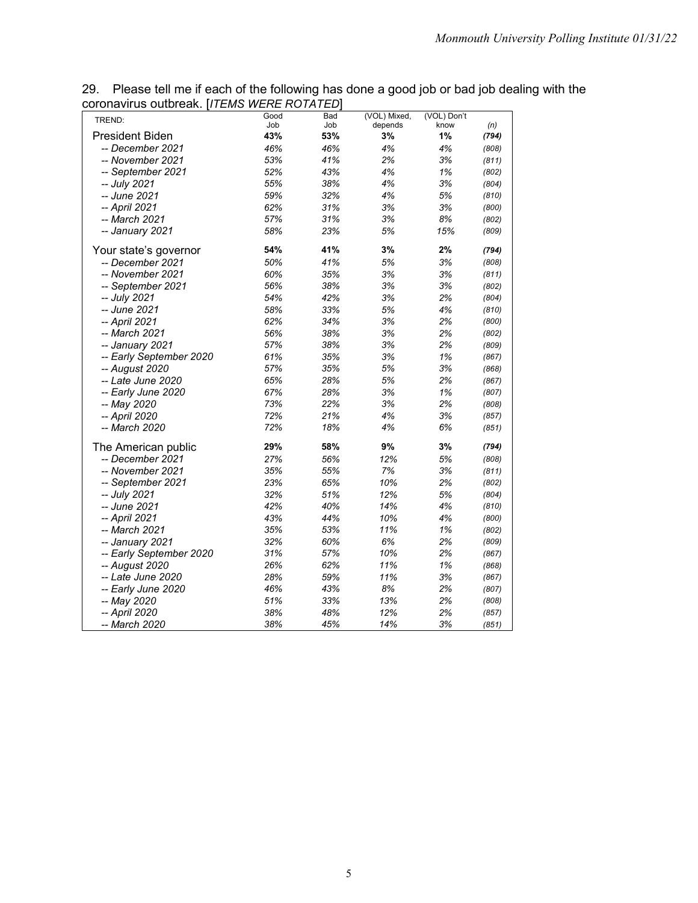29. Please tell me if each of the following has done a good job or bad job dealing with the coronavirus outbreak. [*ITEMS WERE ROTATED*]

| TREND: | Good Job | Bad Job | (VOL) Mixed, depends | (VOL) Don't know | (n) |
|---|---|---|---|---|---|
| President Biden | **43%** | **53%** | **3%** | **1%** | ***(794)*** |
| *-- December 2021* | *46%* | *46%* | *4%* | *4%* | *(808)* |
| *-- November 2021* | *53%* | *41%* | *2%* | *3%* | *(811)* |
| *-- September 2021* | *52%* | *43%* | *4%* | *1%* | *(802)* |
| *-- July 2021* | *55%* | *38%* | *4%* | *3%* | *(804)* |
| *-- June 2021* | *59%* | *32%* | *4%* | *5%* | *(810)* |
| *-- April 2021* | *62%* | *31%* | *3%* | *3%* | *(800)* |
| *-- March 2021* | *57%* | *31%* | *3%* | *8%* | *(802)* |
| *-- January 2021* | *58%* | *23%* | *5%* | *15%* | *(809)* |
| Your state's governor | **54%** | **41%** | **3%** | **2%** | ***(794)*** |
| *-- December 2021* | *50%* | *41%* | *5%* | *3%* | *(808)* |
| *-- November 2021* | *60%* | *35%* | *3%* | *3%* | *(811)* |
| *-- September 2021* | *56%* | *38%* | *3%* | *3%* | *(802)* |
| *-- July 2021* | *54%* | *42%* | *3%* | *2%* | *(804)* |
| *-- June 2021* | *58%* | *33%* | *5%* | *4%* | *(810)* |
| *-- April 2021* | *62%* | *34%* | *3%* | *2%* | *(800)* |
| *-- March 2021* | *56%* | *38%* | *3%* | *2%* | *(802)* |
| *-- January 2021* | *57%* | *38%* | *3%* | *2%* | *(809)* |
| *-- Early September 2020* | *61%* | *35%* | *3%* | *1%* | *(867)* |
| *-- August 2020* | *57%* | *35%* | *5%* | *3%* | *(868)* |
| *-- Late June 2020* | *65%* | *28%* | *5%* | *2%* | *(867)* |
| *-- Early June 2020* | *67%* | *28%* | *3%* | *1%* | *(807)* |
| *-- May 2020* | *73%* | *22%* | *3%* | *2%* | *(808)* |
| *-- April 2020* | *72%* | *21%* | *4%* | *3%* | *(857)* |
| *-- March 2020* | *72%* | *18%* | *4%* | *6%* | *(851)* |
| The American public | **29%** | **58%** | **9%** | **3%** | ***(794)*** |
| *-- December 2021* | *27%* | *56%* | *12%* | *5%* | *(808)* |
| *-- November 2021* | *35%* | *55%* | *7%* | *3%* | *(811)* |
| *-- September 2021* | *23%* | *65%* | *10%* | *2%* | *(802)* |
| *-- July 2021* | *32%* | *51%* | *12%* | *5%* | *(804)* |
| *-- June 2021* | *42%* | *40%* | *14%* | *4%* | *(810)* |
| *-- April 2021* | *43%* | *44%* | *10%* | *4%* | *(800)* |
| *-- March 2021* | *35%* | *53%* | *11%* | *1%* | *(802)* |
| *-- January 2021* | *32%* | *60%* | *6%* | *2%* | *(809)* |
| *-- Early September 2020* | *31%* | *57%* | *10%* | *2%* | *(867)* |
| *-- August 2020* | *26%* | *62%* | *11%* | *1%* | *(868)* |
| *-- Late June 2020* | *28%* | *59%* | *11%* | *3%* | *(867)* |
| *-- Early June 2020* | *46%* | *43%* | *8%* | *2%* | *(807)* |
| *-- May 2020* | *51%* | *33%* | *13%* | *2%* | *(808)* |
| *-- April 2020* | *38%* | *48%* | *12%* | *2%* | *(857)* |
| *-- March 2020* | *38%* | *45%* | *14%* | *3%* | *(851)* |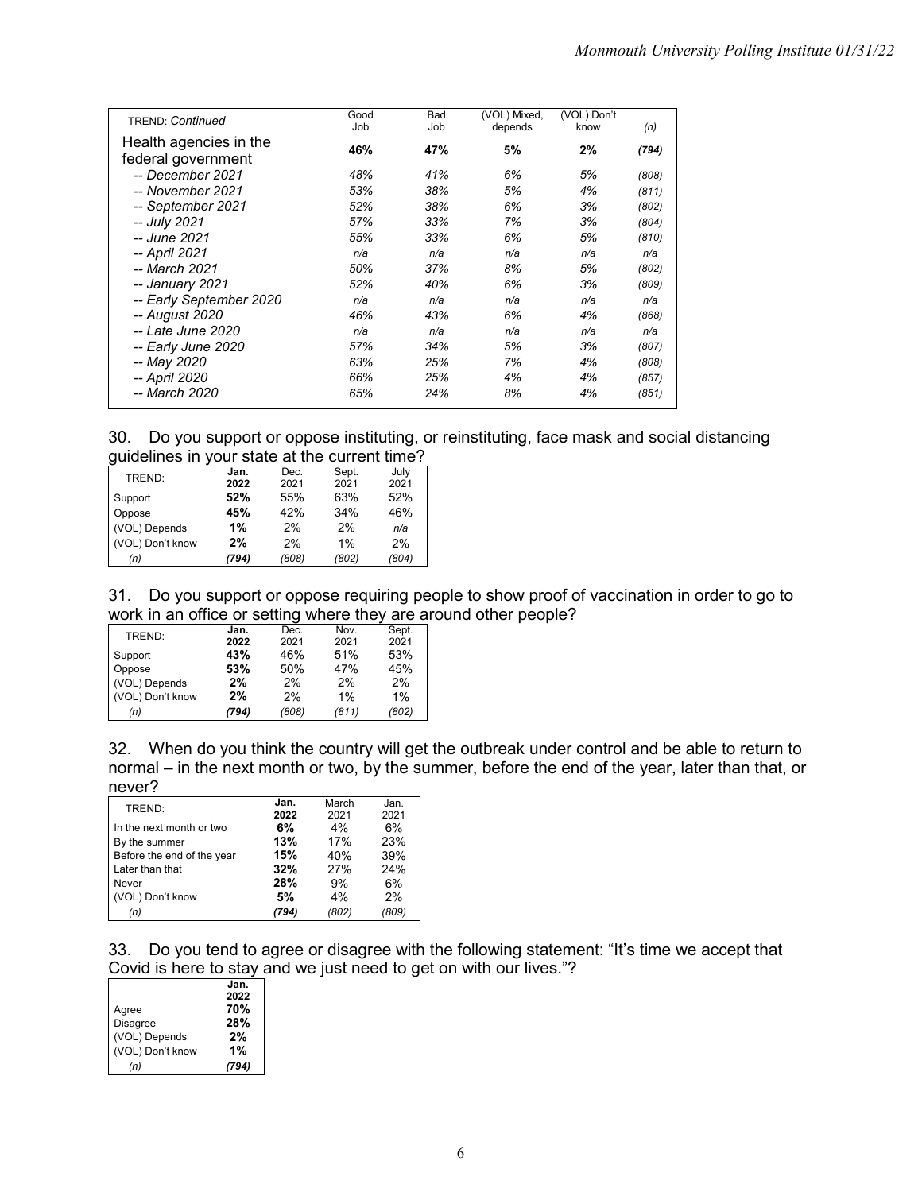| TREND: *Continued* | Good Job | Bad Job | (VOL) Mixed, depends | (VOL) Don't know | *(n)* |
|---|---|---|---|---|---|
| Health agencies in the federal government | **46%** | **47%** | **5%** | **2%** | ***(794)*** |
| *-- December 2021* | *48%* | *41%* | *6%* | *5%* | *(808)* |
| *-- November 2021* | *53%* | *38%* | *5%* | *4%* | *(811)* |
| *-- September 2021* | *52%* | *38%* | *6%* | *3%* | *(802)* |
| *-- July 2021* | *57%* | *33%* | *7%* | *3%* | *(804)* |
| *-- June 2021* | *55%* | *33%* | *6%* | *5%* | *(810)* |
| *-- April 2021* | *n/a* | *n/a* | *n/a* | *n/a* | *n/a* |
| *-- March 2021* | *50%* | *37%* | *8%* | *5%* | *(802)* |
| *-- January 2021* | *52%* | *40%* | *6%* | *3%* | *(809)* |
| *-- Early September 2020* | *n/a* | *n/a* | *n/a* | *n/a* | *n/a* |
| *-- August 2020* | *46%* | *43%* | *6%* | *4%* | *(868)* |
| *-- Late June 2020* | *n/a* | *n/a* | *n/a* | *n/a* | *n/a* |
| *-- Early June 2020* | *57%* | *34%* | *5%* | *3%* | *(807)* |
| *-- May 2020* | *63%* | *25%* | *7%* | *4%* | *(808)* |
| *-- April 2020* | *66%* | *25%* | *4%* | *4%* | *(857)* |
| *-- March 2020* | *65%* | *24%* | *8%* | *4%* | *(851)* |

30. Do you support or oppose instituting, or reinstituting, face mask and social distancing guidelines in your state at the current time?

| TREND: | Jan. 2022 | Dec. 2021 | Sept. 2021 | July 2021 |
|---|---|---|---|---|
| Support | **52%** | 55% | 63% | 52% |
| Oppose | **45%** | 42% | 34% | 46% |
| (VOL) Depends | **1%** | 2% | 2% | *n/a* |
| (VOL) Don't know | **2%** | 2% | 1% | 2% |
| *(n)* | ***(794)*** | *(808)* | *(802)* | *(804)* |

31. Do you support or oppose requiring people to show proof of vaccination in order to go to work in an office or setting where they are around other people?

| TREND: | Jan. 2022 | Dec. 2021 | Nov. 2021 | Sept. 2021 |
|---|---|---|---|---|
| Support | **43%** | 46% | 51% | 53% |
| Oppose | **53%** | 50% | 47% | 45% |
| (VOL) Depends | **2%** | 2% | 2% | 2% |
| (VOL) Don't know | **2%** | 2% | 1% | 1% |
| *(n)* | ***(794)*** | *(808)* | *(811)* | *(802)* |

32. When do you think the country will get the outbreak under control and be able to return to normal – in the next month or two, by the summer, before the end of the year, later than that, or never?

| TREND: | Jan. 2022 | March 2021 | Jan. 2021 |
|---|---|---|---|
| In the next month or two | **6%** | 4% | 6% |
| By the summer | **13%** | 17% | 23% |
| Before the end of the year | **15%** | 40% | 39% |
| Later than that | **32%** | 27% | 24% |
| Never | **28%** | 9% | 6% |
| (VOL) Don't know | **5%** | 4% | 2% |
| *(n)* | ***(794)*** | *(802)* | *(809)* |

33. Do you tend to agree or disagree with the following statement: "It's time we accept that Covid is here to stay and we just need to get on with our lives."?

| | Jan. 2022 |
|---|---|
| Agree | **70%** |
| Disagree | **28%** |
| (VOL) Depends | **2%** |
| (VOL) Don't know | **1%** |
| *(n)* | ***(794)*** |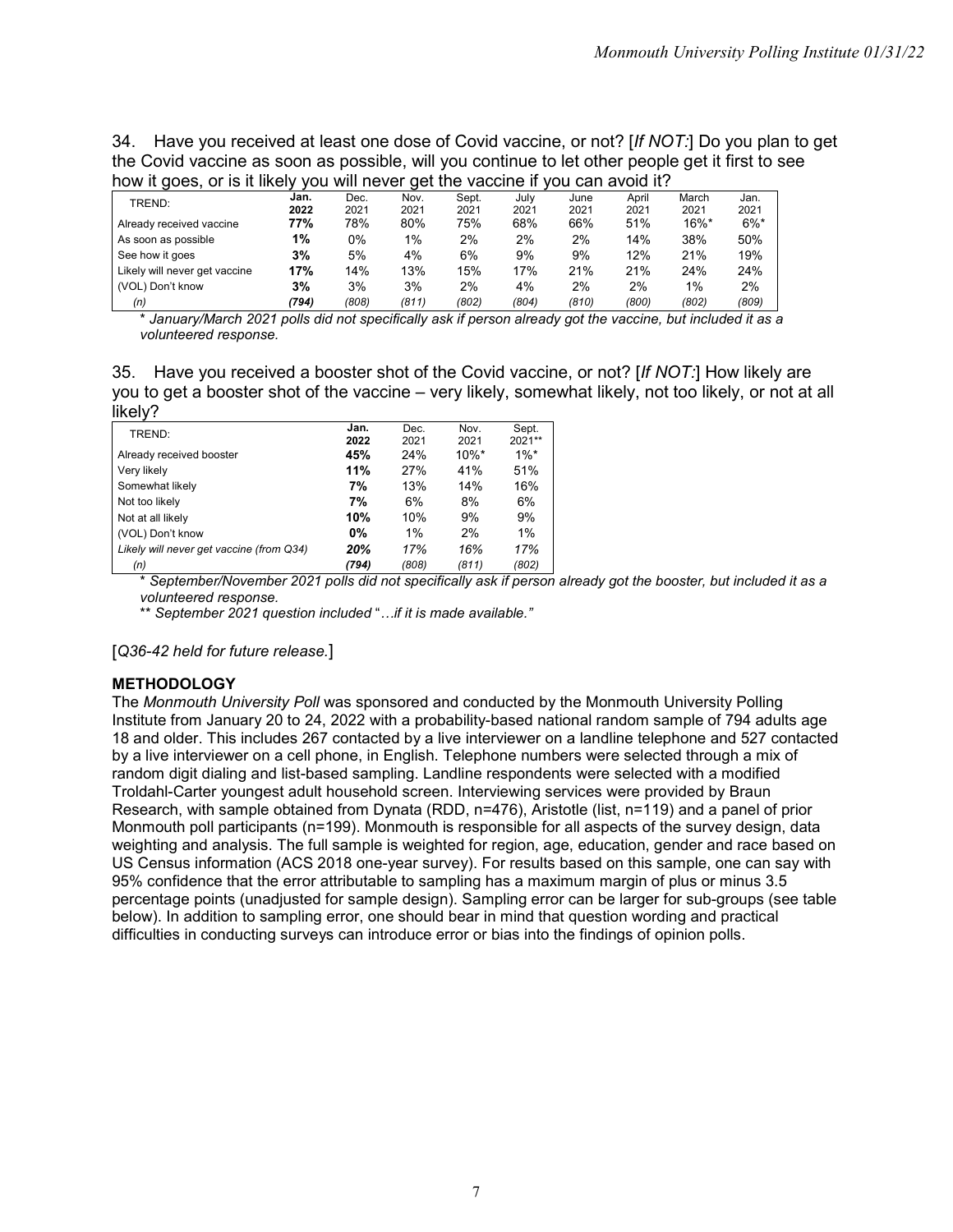34. Have you received at least one dose of Covid vaccine, or not? [*If NOT:*] Do you plan to get the Covid vaccine as soon as possible, will you continue to let other people get it first to see how it goes, or is it likely you will never get the vaccine if you can avoid it?

| TREND: | **Jan. 2022** | Dec. 2021 | Nov. 2021 | Sept. 2021 | July 2021 | June 2021 | April 2021 | March 2021 | Jan. 2021 |
|---|---|---|---|---|---|---|---|---|---|
| Already received vaccine | **77%** | 78% | 80% | 75% | 68% | 66% | 51% | 16%* | 6%* |
| As soon as possible | **1%** | 0% | 1% | 2% | 2% | 2% | 14% | 38% | 50% |
| See how it goes | **3%** | 5% | 4% | 6% | 9% | 9% | 12% | 21% | 19% |
| Likely will never get vaccine | **17%** | 14% | 13% | 15% | 17% | 21% | 21% | 24% | 24% |
| (VOL) Don't know | **3%** | 3% | 3% | 2% | 4% | 2% | 2% | 1% | 2% |
| *(n)* | ***(794)*** | *(808)* | *(811)* | *(802)* | *(804)* | *(810)* | *(800)* | *(802)* | *(809)* |

*\* January/March 2021 polls did not specifically ask if person already got the vaccine, but included it as a volunteered response.*

35. Have you received a booster shot of the Covid vaccine, or not? [*If NOT:*] How likely are you to get a booster shot of the vaccine – very likely, somewhat likely, not too likely, or not at all likely?

| TREND: | **Jan. 2022** | Dec. 2021 | Nov. 2021 | Sept. 2021** |
|---|---|---|---|---|
| Already received booster | **45%** | 24% | 10%* | 1%* |
| Very likely | **11%** | 27% | 41% | 51% |
| Somewhat likely | **7%** | 13% | 14% | 16% |
| Not too likely | **7%** | 6% | 8% | 6% |
| Not at all likely | **10%** | 10% | 9% | 9% |
| (VOL) Don't know | **0%** | 1% | 2% | 1% |
| *Likely will never get vaccine (from Q34)* | ***20%*** | *17%* | *16%* | *17%* |
| *(n)* | ***(794)*** | *(808)* | *(811)* | *(802)* |

*\* September/November 2021 polls did not specifically ask if person already got the booster, but included it as a volunteered response.*

*\*\* September 2021 question included "…if it is made available."*

[*Q36-42 held for future release.*]

### METHODOLOGY

The *Monmouth University Poll* was sponsored and conducted by the Monmouth University Polling Institute from January 20 to 24, 2022 with a probability-based national random sample of 794 adults age 18 and older. This includes 267 contacted by a live interviewer on a landline telephone and 527 contacted by a live interviewer on a cell phone, in English. Telephone numbers were selected through a mix of random digit dialing and list-based sampling. Landline respondents were selected with a modified Troldahl-Carter youngest adult household screen. Interviewing services were provided by Braun Research, with sample obtained from Dynata (RDD, n=476), Aristotle (list, n=119) and a panel of prior Monmouth poll participants (n=199). Monmouth is responsible for all aspects of the survey design, data weighting and analysis. The full sample is weighted for region, age, education, gender and race based on US Census information (ACS 2018 one-year survey). For results based on this sample, one can say with 95% confidence that the error attributable to sampling has a maximum margin of plus or minus 3.5 percentage points (unadjusted for sample design). Sampling error can be larger for sub-groups (see table below). In addition to sampling error, one should bear in mind that question wording and practical difficulties in conducting surveys can introduce error or bias into the findings of opinion polls.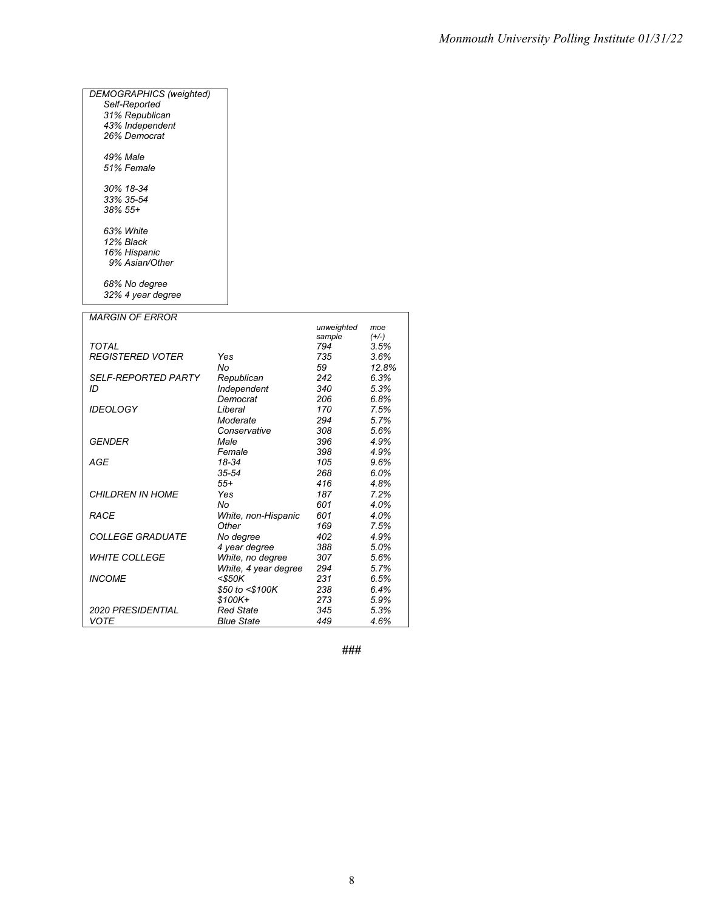*DEMOGRAPHICS (weighted)*

*Self-Reported*
*31% Republican*
*43% Independent*
*26% Democrat*

*49% Male*
*51% Female*

*30% 18-34*
*33% 35-54*
*38% 55+*

*63% White*
*12% Black*
*16% Hispanic*
*9% Asian/Other*

*68% No degree*
*32% 4 year degree*

*MARGIN OF ERROR*

| | | unweighted sample | moe (+/-) |
|---|---|---|---|
| TOTAL | | 794 | 3.5% |
| REGISTERED VOTER | Yes | 735 | 3.6% |
| | No | 59 | 12.8% |
| SELF-REPORTED PARTY ID | Republican | 242 | 6.3% |
| | Independent | 340 | 5.3% |
| | Democrat | 206 | 6.8% |
| IDEOLOGY | Liberal | 170 | 7.5% |
| | Moderate | 294 | 5.7% |
| | Conservative | 308 | 5.6% |
| GENDER | Male | 396 | 4.9% |
| | Female | 398 | 4.9% |
| AGE | 18-34 | 105 | 9.6% |
| | 35-54 | 268 | 6.0% |
| | 55+ | 416 | 4.8% |
| CHILDREN IN HOME | Yes | 187 | 7.2% |
| | No | 601 | 4.0% |
| RACE | White, non-Hispanic | 601 | 4.0% |
| | Other | 169 | 7.5% |
| COLLEGE GRADUATE | No degree | 402 | 4.9% |
| | 4 year degree | 388 | 5.0% |
| WHITE COLLEGE | White, no degree | 307 | 5.6% |
| | White, 4 year degree | 294 | 5.7% |
| INCOME | <$50K | 231 | 6.5% |
| | $50 to <$100K | 238 | 6.4% |
| | $100K+ | 273 | 5.9% |
| 2020 PRESIDENTIAL VOTE | Red State | 345 | 5.3% |
| | Blue State | 449 | 4.6% |

###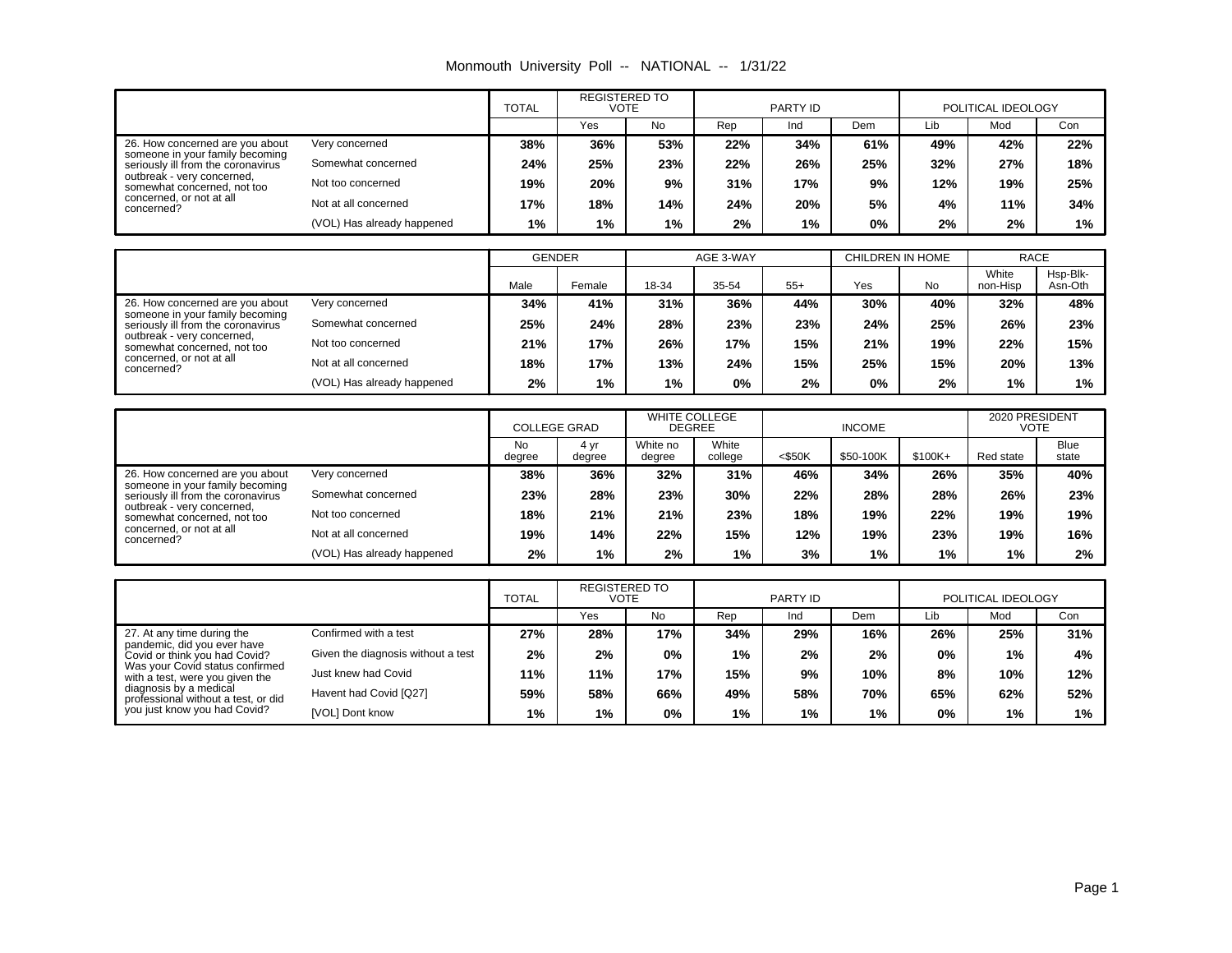# Monmouth University Poll -- NATIONAL -- 1/31/22

| | | TOTAL | REGISTERED TO VOTE | | PARTY ID | | | POLITICAL IDEOLOGY | | |
|---|---|---|---|---|---|---|---|---|---|---|
| | | | Yes | No | Rep | Ind | Dem | Lib | Mod | Con |
| 26. How concerned are you about someone in your family becoming seriously ill from the coronavirus outbreak - very concerned, somewhat concerned, not too concerned, or not at all concerned? | Very concerned | 38% | 36% | 53% | 22% | 34% | 61% | 49% | 42% | 22% |
| | Somewhat concerned | 24% | 25% | 23% | 22% | 26% | 25% | 32% | 27% | 18% |
| | Not too concerned | 19% | 20% | 9% | 31% | 17% | 9% | 12% | 19% | 25% |
| | Not at all concerned | 17% | 18% | 14% | 24% | 20% | 5% | 4% | 11% | 34% |
| | (VOL) Has already happened | 1% | 1% | 1% | 2% | 1% | 0% | 2% | 2% | 1% |

| | | GENDER | | AGE 3-WAY | | | CHILDREN IN HOME | | RACE | |
|---|---|---|---|---|---|---|---|---|---|---|
| | | Male | Female | 18-34 | 35-54 | 55+ | Yes | No | White non-Hisp | Hsp-Blk-Asn-Oth |
| 26. How concerned are you about someone in your family becoming seriously ill from the coronavirus outbreak - very concerned, somewhat concerned, not too concerned, or not at all concerned? | Very concerned | 34% | 41% | 31% | 36% | 44% | 30% | 40% | 32% | 48% |
| | Somewhat concerned | 25% | 24% | 28% | 23% | 23% | 24% | 25% | 26% | 23% |
| | Not too concerned | 21% | 17% | 26% | 17% | 15% | 21% | 19% | 22% | 15% |
| | Not at all concerned | 18% | 17% | 13% | 24% | 15% | 25% | 15% | 20% | 13% |
| | (VOL) Has already happened | 2% | 1% | 1% | 0% | 2% | 0% | 2% | 1% | 1% |

| | | COLLEGE GRAD | | WHITE COLLEGE DEGREE | | INCOME | | | 2020 PRESIDENT VOTE | |
|---|---|---|---|---|---|---|---|---|---|---|
| | | No degree | 4 yr degree | White no degree | White college | <$50K | $50-100K | $100K+ | Red state | Blue state |
| 26. How concerned are you about someone in your family becoming seriously ill from the coronavirus outbreak - very concerned, somewhat concerned, not too concerned, or not at all concerned? | Very concerned | 38% | 36% | 32% | 31% | 46% | 34% | 26% | 35% | 40% |
| | Somewhat concerned | 23% | 28% | 23% | 30% | 22% | 28% | 28% | 26% | 23% |
| | Not too concerned | 18% | 21% | 21% | 23% | 18% | 19% | 22% | 19% | 19% |
| | Not at all concerned | 19% | 14% | 22% | 15% | 12% | 19% | 23% | 19% | 16% |
| | (VOL) Has already happened | 2% | 1% | 2% | 1% | 3% | 1% | 1% | 1% | 2% |

| | | TOTAL | REGISTERED TO VOTE | | PARTY ID | | | POLITICAL IDEOLOGY | | |
|---|---|---|---|---|---|---|---|---|---|---|
| | | | Yes | No | Rep | Ind | Dem | Lib | Mod | Con |
| 27. At any time during the pandemic, did you ever have Covid or think you had Covid? Was your Covid status confirmed with a test, were you given the diagnosis by a medical professional without a test, or did you just know you had Covid? | Confirmed with a test | 27% | 28% | 17% | 34% | 29% | 16% | 26% | 25% | 31% |
| | Given the diagnosis without a test | 2% | 2% | 0% | 1% | 2% | 2% | 0% | 1% | 4% |
| | Just knew had Covid | 11% | 11% | 17% | 15% | 9% | 10% | 8% | 10% | 12% |
| | Havent had Covid [Q27] | 59% | 58% | 66% | 49% | 58% | 70% | 65% | 62% | 52% |
| | [VOL] Dont know | 1% | 1% | 0% | 1% | 1% | 1% | 0% | 1% | 1% |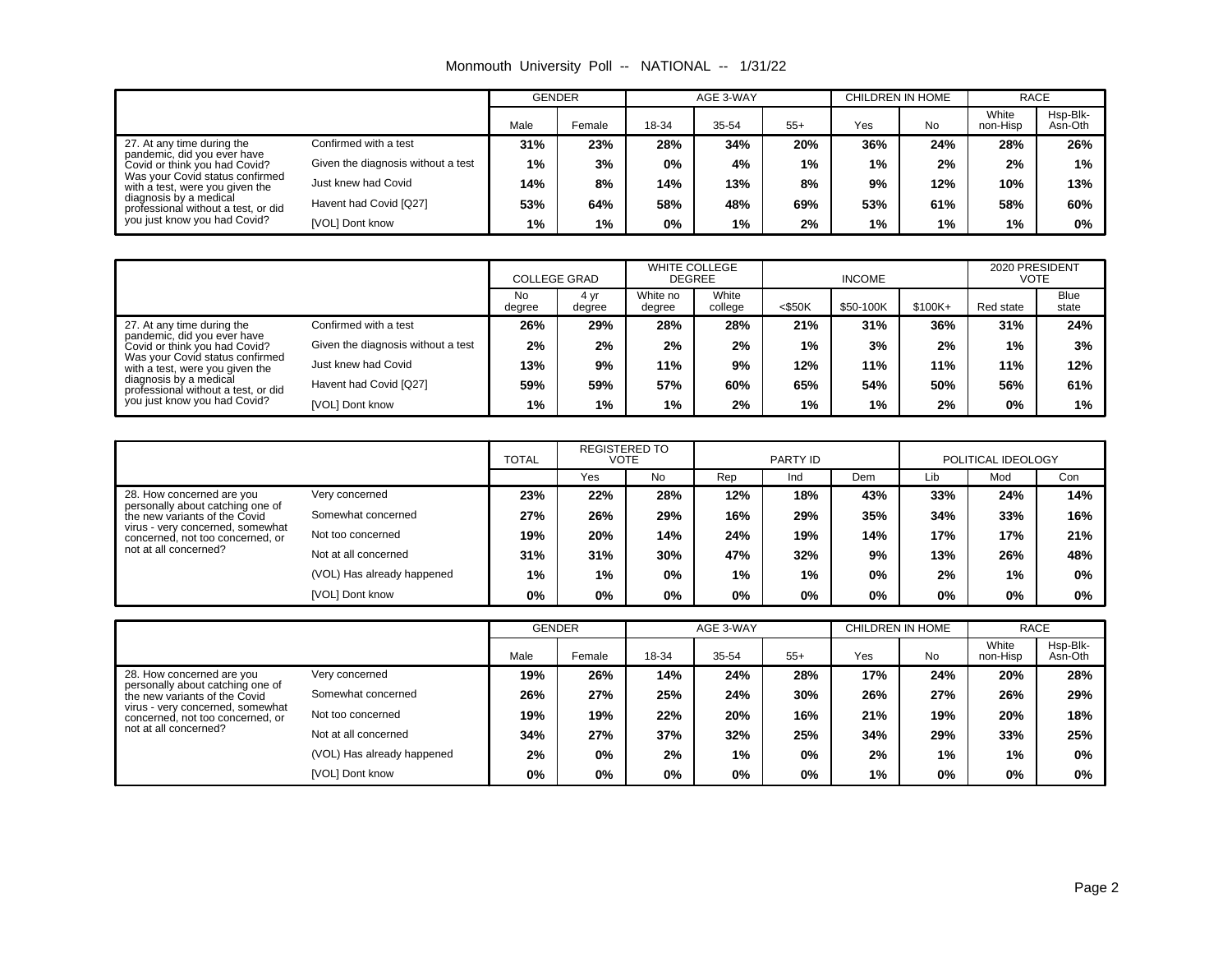Monmouth University Poll -- NATIONAL -- 1/31/22

| | | GENDER | | AGE 3-WAY | | | CHILDREN IN HOME | | RACE | |
|---|---|---|---|---|---|---|---|---|---|---|
| | | Male | Female | 18-34 | 35-54 | 55+ | Yes | No | White non-Hisp | Hsp-Blk-Asn-Oth |
| 27. At any time during the pandemic, did you ever have Covid or think you had Covid? Was your Covid status confirmed with a test, were you given the diagnosis by a medical professional without a test, or did you just know you had Covid? | Confirmed with a test | **31%** | **23%** | **28%** | **34%** | **20%** | **36%** | **24%** | **28%** | **26%** |
| | Given the diagnosis without a test | **1%** | **3%** | **0%** | **4%** | **1%** | **1%** | **2%** | **2%** | **1%** |
| | Just knew had Covid | **14%** | **8%** | **14%** | **13%** | **8%** | **9%** | **12%** | **10%** | **13%** |
| | Havent had Covid [Q27] | **53%** | **64%** | **58%** | **48%** | **69%** | **53%** | **61%** | **58%** | **60%** |
| | [VOL] Dont know | **1%** | **1%** | **0%** | **1%** | **2%** | **1%** | **1%** | **1%** | **0%** |

| | | COLLEGE GRAD | | WHITE COLLEGE DEGREE | | INCOME | | | 2020 PRESIDENT VOTE | |
|---|---|---|---|---|---|---|---|---|---|---|
| | | No degree | 4 yr degree | White no degree | White college | <$50K | $50-100K | $100K+ | Red state | Blue state |
| 27. At any time during the pandemic, did you ever have Covid or think you had Covid? Was your Covid status confirmed with a test, were you given the diagnosis by a medical professional without a test, or did you just know you had Covid? | Confirmed with a test | **26%** | **29%** | **28%** | **28%** | **21%** | **31%** | **36%** | **31%** | **24%** |
| | Given the diagnosis without a test | **2%** | **2%** | **2%** | **2%** | **1%** | **3%** | **2%** | **1%** | **3%** |
| | Just knew had Covid | **13%** | **9%** | **11%** | **9%** | **12%** | **11%** | **11%** | **11%** | **12%** |
| | Havent had Covid [Q27] | **59%** | **59%** | **57%** | **60%** | **65%** | **54%** | **50%** | **56%** | **61%** |
| | [VOL] Dont know | **1%** | **1%** | **1%** | **2%** | **1%** | **1%** | **2%** | **0%** | **1%** |

| | | TOTAL | REGISTERED TO VOTE | | PARTY ID | | | POLITICAL IDEOLOGY | | |
|---|---|---|---|---|---|---|---|---|---|---|
| | | | Yes | No | Rep | Ind | Dem | Lib | Mod | Con |
| 28. How concerned are you personally about catching one of the new variants of the Covid virus - very concerned, somewhat concerned, not too concerned, or not at all concerned? | Very concerned | **23%** | **22%** | **28%** | **12%** | **18%** | **43%** | **33%** | **24%** | **14%** |
| | Somewhat concerned | **27%** | **26%** | **29%** | **16%** | **29%** | **35%** | **34%** | **33%** | **16%** |
| | Not too concerned | **19%** | **20%** | **14%** | **24%** | **19%** | **14%** | **17%** | **17%** | **21%** |
| | Not at all concerned | **31%** | **31%** | **30%** | **47%** | **32%** | **9%** | **13%** | **26%** | **48%** |
| | (VOL) Has already happened | **1%** | **1%** | **0%** | **1%** | **1%** | **0%** | **2%** | **1%** | **0%** |
| | [VOL] Dont know | **0%** | **0%** | **0%** | **0%** | **0%** | **0%** | **0%** | **0%** | **0%** |

| | | GENDER | | AGE 3-WAY | | | CHILDREN IN HOME | | RACE | |
|---|---|---|---|---|---|---|---|---|---|---|
| | | Male | Female | 18-34 | 35-54 | 55+ | Yes | No | White non-Hisp | Hsp-Blk-Asn-Oth |
| 28. How concerned are you personally about catching one of the new variants of the Covid virus - very concerned, somewhat concerned, not too concerned, or not at all concerned? | Very concerned | **19%** | **26%** | **14%** | **24%** | **28%** | **17%** | **24%** | **20%** | **28%** |
| | Somewhat concerned | **26%** | **27%** | **25%** | **24%** | **30%** | **26%** | **27%** | **26%** | **29%** |
| | Not too concerned | **19%** | **19%** | **22%** | **20%** | **16%** | **21%** | **19%** | **20%** | **18%** |
| | Not at all concerned | **34%** | **27%** | **37%** | **32%** | **25%** | **34%** | **29%** | **33%** | **25%** |
| | (VOL) Has already happened | **2%** | **0%** | **2%** | **1%** | **0%** | **2%** | **1%** | **1%** | **0%** |
| | [VOL] Dont know | **0%** | **0%** | **0%** | **0%** | **0%** | **1%** | **0%** | **0%** | **0%** |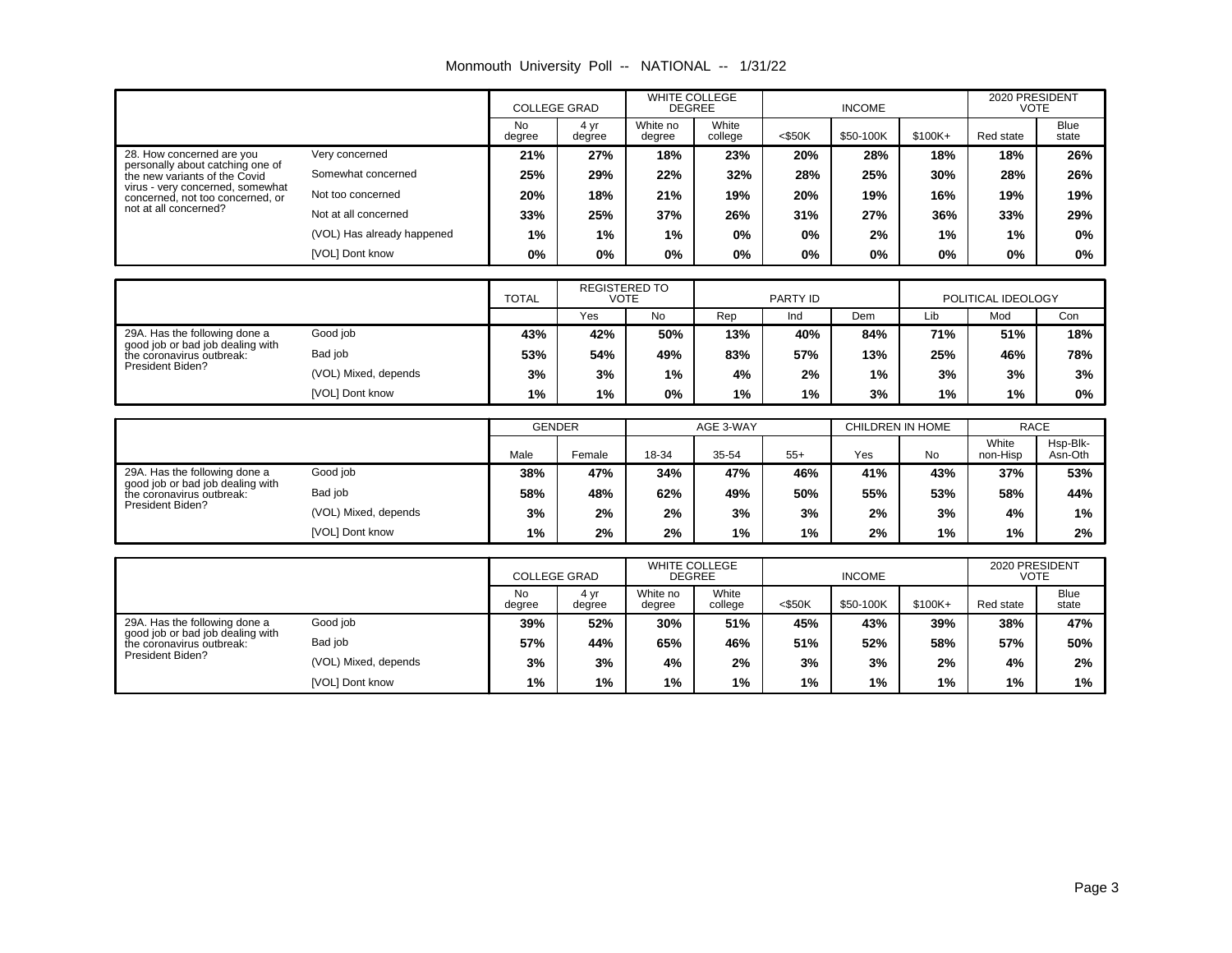Monmouth University Poll -- NATIONAL -- 1/31/22

| | | COLLEGE GRAD | | WHITE COLLEGE DEGREE | | INCOME | | | 2020 PRESIDENT VOTE | |
|---|---|---|---|---|---|---|---|---|---|---|
| | | No degree | 4 yr degree | White no degree | White college | <$50K | $50-100K | $100K+ | Red state | Blue state |
| 28. How concerned are you personally about catching one of the new variants of the Covid virus - very concerned, somewhat concerned, not too concerned, or not at all concerned? | Very concerned | 21% | 27% | 18% | 23% | 20% | 28% | 18% | 18% | 26% |
| | Somewhat concerned | 25% | 29% | 22% | 32% | 28% | 25% | 30% | 28% | 26% |
| | Not too concerned | 20% | 18% | 21% | 19% | 20% | 19% | 16% | 19% | 19% |
| | Not at all concerned | 33% | 25% | 37% | 26% | 31% | 27% | 36% | 33% | 29% |
| | (VOL) Has already happened | 1% | 1% | 1% | 0% | 0% | 2% | 1% | 1% | 0% |
| | [VOL] Dont know | 0% | 0% | 0% | 0% | 0% | 0% | 0% | 0% | 0% |

| | | TOTAL | REGISTERED TO VOTE | | PARTY ID | | | POLITICAL IDEOLOGY | | |
|---|---|---|---|---|---|---|---|---|---|---|
| | | | Yes | No | Rep | Ind | Dem | Lib | Mod | Con |
| 29A. Has the following done a good job or bad job dealing with the coronavirus outbreak: President Biden? | Good job | 43% | 42% | 50% | 13% | 40% | 84% | 71% | 51% | 18% |
| | Bad job | 53% | 54% | 49% | 83% | 57% | 13% | 25% | 46% | 78% |
| | (VOL) Mixed, depends | 3% | 3% | 1% | 4% | 2% | 1% | 3% | 3% | 3% |
| | [VOL] Dont know | 1% | 1% | 0% | 1% | 1% | 3% | 1% | 1% | 0% |

| | | GENDER | | AGE 3-WAY | | | CHILDREN IN HOME | | RACE | |
|---|---|---|---|---|---|---|---|---|---|---|
| | | Male | Female | 18-34 | 35-54 | 55+ | Yes | No | White non-Hisp | Hsp-Blk-Asn-Oth |
| 29A. Has the following done a good job or bad job dealing with the coronavirus outbreak: President Biden? | Good job | 38% | 47% | 34% | 47% | 46% | 41% | 43% | 37% | 53% |
| | Bad job | 58% | 48% | 62% | 49% | 50% | 55% | 53% | 58% | 44% |
| | (VOL) Mixed, depends | 3% | 2% | 2% | 3% | 3% | 2% | 3% | 4% | 1% |
| | [VOL] Dont know | 1% | 2% | 2% | 1% | 1% | 2% | 1% | 1% | 2% |

| | | COLLEGE GRAD | | WHITE COLLEGE DEGREE | | INCOME | | | 2020 PRESIDENT VOTE | |
|---|---|---|---|---|---|---|---|---|---|---|
| | | No degree | 4 yr degree | White no degree | White college | <$50K | $50-100K | $100K+ | Red state | Blue state |
| 29A. Has the following done a good job or bad job dealing with the coronavirus outbreak: President Biden? | Good job | 39% | 52% | 30% | 51% | 45% | 43% | 39% | 38% | 47% |
| | Bad job | 57% | 44% | 65% | 46% | 51% | 52% | 58% | 57% | 50% |
| | (VOL) Mixed, depends | 3% | 3% | 4% | 2% | 3% | 3% | 2% | 4% | 2% |
| | [VOL] Dont know | 1% | 1% | 1% | 1% | 1% | 1% | 1% | 1% | 1% |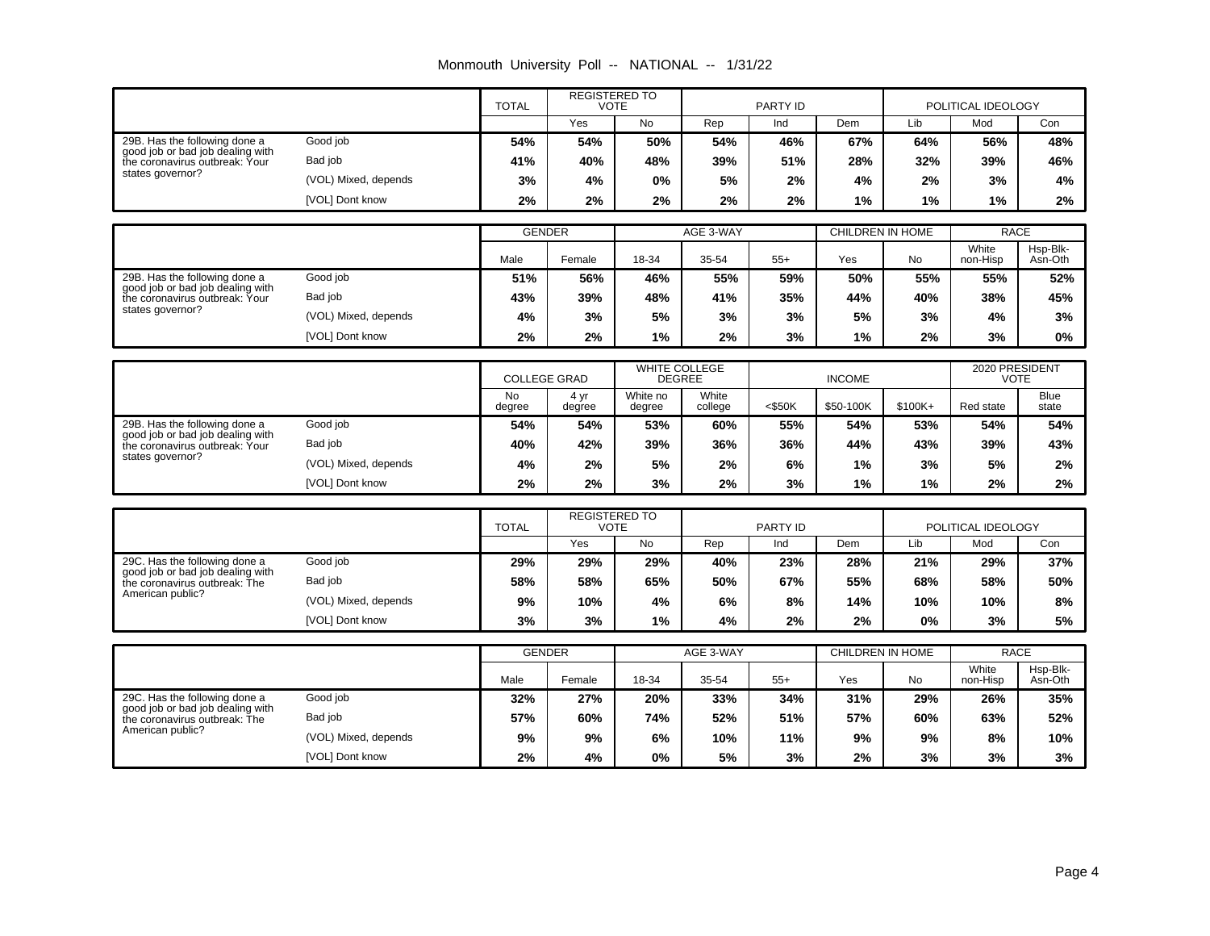Monmouth University Poll -- NATIONAL -- 1/31/22

| | | TOTAL | REGISTERED TO VOTE | | PARTY ID | | | POLITICAL IDEOLOGY | | |
|---|---|---|---|---|---|---|---|---|---|---|
| | | | Yes | No | Rep | Ind | Dem | Lib | Mod | Con |
| 29B. Has the following done a good job or bad job dealing with the coronavirus outbreak: Your states governor? | Good job | **54%** | **54%** | **50%** | **54%** | **46%** | **67%** | **64%** | **56%** | **48%** |
| | Bad job | **41%** | **40%** | **48%** | **39%** | **51%** | **28%** | **32%** | **39%** | **46%** |
| | (VOL) Mixed, depends | **3%** | **4%** | **0%** | **5%** | **2%** | **4%** | **2%** | **3%** | **4%** |
| | [VOL] Dont know | **2%** | **2%** | **2%** | **2%** | **2%** | **1%** | **1%** | **1%** | **2%** |

| | | GENDER | | AGE 3-WAY | | | CHILDREN IN HOME | | RACE | |
|---|---|---|---|---|---|---|---|---|---|---|
| | | Male | Female | 18-34 | 35-54 | 55+ | Yes | No | White non-Hisp | Hsp-Blk-Asn-Oth |
| 29B. Has the following done a good job or bad job dealing with the coronavirus outbreak: Your states governor? | Good job | **51%** | **56%** | **46%** | **55%** | **59%** | **50%** | **55%** | **55%** | **52%** |
| | Bad job | **43%** | **39%** | **48%** | **41%** | **35%** | **44%** | **40%** | **38%** | **45%** |
| | (VOL) Mixed, depends | **4%** | **3%** | **5%** | **3%** | **3%** | **5%** | **3%** | **4%** | **3%** |
| | [VOL] Dont know | **2%** | **2%** | **1%** | **2%** | **3%** | **1%** | **2%** | **3%** | **0%** |

| | | COLLEGE GRAD | | WHITE COLLEGE DEGREE | | INCOME | | | 2020 PRESIDENT VOTE | |
|---|---|---|---|---|---|---|---|---|---|---|
| | | No degree | 4 yr degree | White no degree | White college | <$50K | $50-100K | $100K+ | Red state | Blue state |
| 29B. Has the following done a good job or bad job dealing with the coronavirus outbreak: Your states governor? | Good job | **54%** | **54%** | **53%** | **60%** | **55%** | **54%** | **53%** | **54%** | **54%** |
| | Bad job | **40%** | **42%** | **39%** | **36%** | **36%** | **44%** | **43%** | **39%** | **43%** |
| | (VOL) Mixed, depends | **4%** | **2%** | **5%** | **2%** | **6%** | **1%** | **3%** | **5%** | **2%** |
| | [VOL] Dont know | **2%** | **2%** | **3%** | **2%** | **3%** | **1%** | **1%** | **2%** | **2%** |

| | | TOTAL | REGISTERED TO VOTE | | PARTY ID | | | POLITICAL IDEOLOGY | | |
|---|---|---|---|---|---|---|---|---|---|---|
| | | | Yes | No | Rep | Ind | Dem | Lib | Mod | Con |
| 29C. Has the following done a good job or bad job dealing with the coronavirus outbreak: The American public? | Good job | **29%** | **29%** | **29%** | **40%** | **23%** | **28%** | **21%** | **29%** | **37%** |
| | Bad job | **58%** | **58%** | **65%** | **50%** | **67%** | **55%** | **68%** | **58%** | **50%** |
| | (VOL) Mixed, depends | **9%** | **10%** | **4%** | **6%** | **8%** | **14%** | **10%** | **10%** | **8%** |
| | [VOL] Dont know | **3%** | **3%** | **1%** | **4%** | **2%** | **2%** | **0%** | **3%** | **5%** |

| | | GENDER | | AGE 3-WAY | | | CHILDREN IN HOME | | RACE | |
|---|---|---|---|---|---|---|---|---|---|---|
| | | Male | Female | 18-34 | 35-54 | 55+ | Yes | No | White non-Hisp | Hsp-Blk-Asn-Oth |
| 29C. Has the following done a good job or bad job dealing with the coronavirus outbreak: The American public? | Good job | **32%** | **27%** | **20%** | **33%** | **34%** | **31%** | **29%** | **26%** | **35%** |
| | Bad job | **57%** | **60%** | **74%** | **52%** | **51%** | **57%** | **60%** | **63%** | **52%** |
| | (VOL) Mixed, depends | **9%** | **9%** | **6%** | **10%** | **11%** | **9%** | **9%** | **8%** | **10%** |
| | [VOL] Dont know | **2%** | **4%** | **0%** | **5%** | **3%** | **2%** | **3%** | **3%** | **3%** |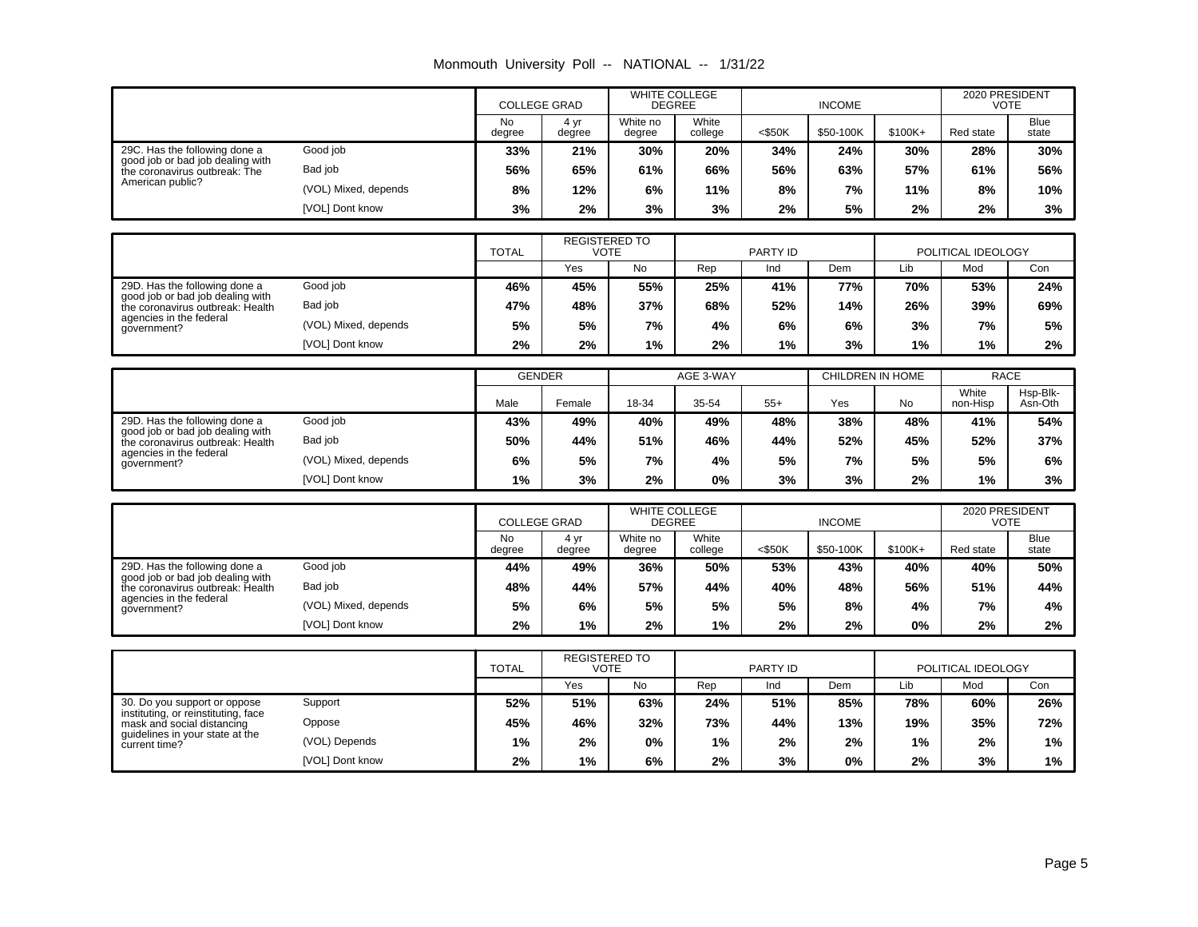Monmouth University Poll -- NATIONAL -- 1/31/22

| | | COLLEGE GRAD | | WHITE COLLEGE DEGREE | | INCOME | | | 2020 PRESIDENT VOTE | |
|---|---|---|---|---|---|---|---|---|---|---|
| | | No degree | 4 yr degree | White no degree | White college | <$50K | $50-100K | $100K+ | Red state | Blue state |
| 29C. Has the following done a good job or bad job dealing with the coronavirus outbreak: The American public? | Good job | **33%** | **21%** | **30%** | **20%** | **34%** | **24%** | **30%** | **28%** | **30%** |
| | Bad job | **56%** | **65%** | **61%** | **66%** | **56%** | **63%** | **57%** | **61%** | **56%** |
| | (VOL) Mixed, depends | **8%** | **12%** | **6%** | **11%** | **8%** | **7%** | **11%** | **8%** | **10%** |
| | [VOL] Dont know | **3%** | **2%** | **3%** | **3%** | **2%** | **5%** | **2%** | **2%** | **3%** |

| | | TOTAL | REGISTERED TO VOTE | | PARTY ID | | | POLITICAL IDEOLOGY | | |
|---|---|---|---|---|---|---|---|---|---|---|
| | | | Yes | No | Rep | Ind | Dem | Lib | Mod | Con |
| 29D. Has the following done a good job or bad job dealing with the coronavirus outbreak: Health agencies in the federal government? | Good job | **46%** | **45%** | **55%** | **25%** | **41%** | **77%** | **70%** | **53%** | **24%** |
| | Bad job | **47%** | **48%** | **37%** | **68%** | **52%** | **14%** | **26%** | **39%** | **69%** |
| | (VOL) Mixed, depends | **5%** | **5%** | **7%** | **4%** | **6%** | **6%** | **3%** | **7%** | **5%** |
| | [VOL] Dont know | **2%** | **2%** | **1%** | **2%** | **1%** | **3%** | **1%** | **1%** | **2%** |

| | | GENDER | | AGE 3-WAY | | | CHILDREN IN HOME | | RACE | |
|---|---|---|---|---|---|---|---|---|---|---|
| | | Male | Female | 18-34 | 35-54 | 55+ | Yes | No | White non-Hisp | Hsp-Blk-Asn-Oth |
| 29D. Has the following done a good job or bad job dealing with the coronavirus outbreak: Health agencies in the federal government? | Good job | **43%** | **49%** | **40%** | **49%** | **48%** | **38%** | **48%** | **41%** | **54%** |
| | Bad job | **50%** | **44%** | **51%** | **46%** | **44%** | **52%** | **45%** | **52%** | **37%** |
| | (VOL) Mixed, depends | **6%** | **5%** | **7%** | **4%** | **5%** | **7%** | **5%** | **5%** | **6%** |
| | [VOL] Dont know | **1%** | **3%** | **2%** | **0%** | **3%** | **3%** | **2%** | **1%** | **3%** |

| | | COLLEGE GRAD | | WHITE COLLEGE DEGREE | | INCOME | | | 2020 PRESIDENT VOTE | |
|---|---|---|---|---|---|---|---|---|---|---|
| | | No degree | 4 yr degree | White no degree | White college | <$50K | $50-100K | $100K+ | Red state | Blue state |
| 29D. Has the following done a good job or bad job dealing with the coronavirus outbreak: Health agencies in the federal government? | Good job | **44%** | **49%** | **36%** | **50%** | **53%** | **43%** | **40%** | **40%** | **50%** |
| | Bad job | **48%** | **44%** | **57%** | **44%** | **40%** | **48%** | **56%** | **51%** | **44%** |
| | (VOL) Mixed, depends | **5%** | **6%** | **5%** | **5%** | **5%** | **8%** | **4%** | **7%** | **4%** |
| | [VOL] Dont know | **2%** | **1%** | **2%** | **1%** | **2%** | **2%** | **0%** | **2%** | **2%** |

| | | TOTAL | REGISTERED TO VOTE | | PARTY ID | | | POLITICAL IDEOLOGY | | |
|---|---|---|---|---|---|---|---|---|---|---|
| | | | Yes | No | Rep | Ind | Dem | Lib | Mod | Con |
| 30. Do you support or oppose instituting, or reinstituting, face mask and social distancing guidelines in your state at the current time? | Support | **52%** | **51%** | **63%** | **24%** | **51%** | **85%** | **78%** | **60%** | **26%** |
| | Oppose | **45%** | **46%** | **32%** | **73%** | **44%** | **13%** | **19%** | **35%** | **72%** |
| | (VOL) Depends | **1%** | **2%** | **0%** | **1%** | **2%** | **2%** | **1%** | **2%** | **1%** |
| | [VOL] Dont know | **2%** | **1%** | **6%** | **2%** | **3%** | **0%** | **2%** | **3%** | **1%** |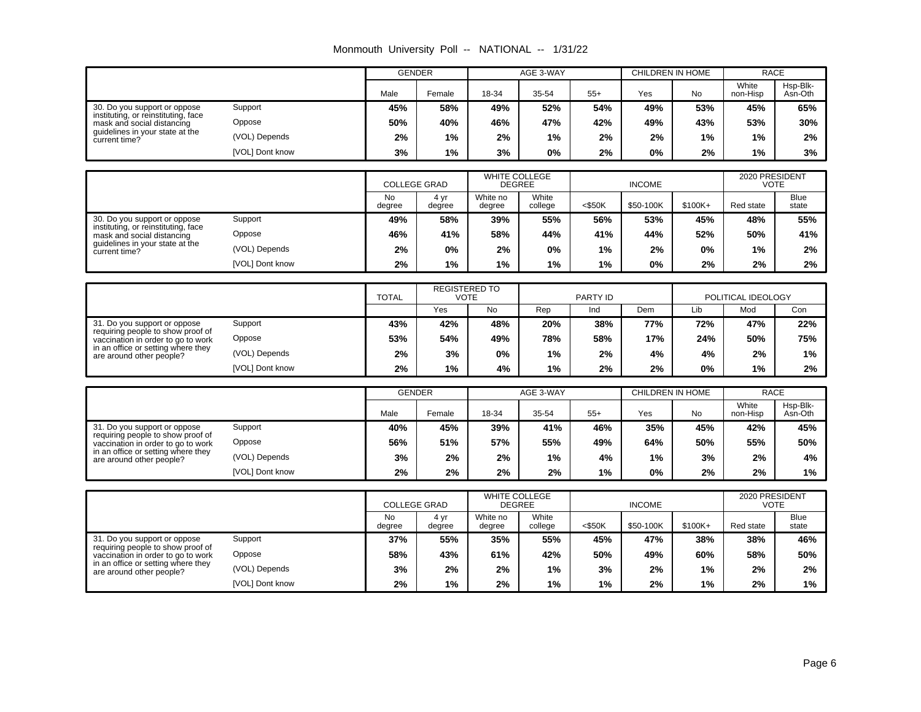Monmouth University Poll -- NATIONAL -- 1/31/22

| | | GENDER | | AGE 3-WAY | | | CHILDREN IN HOME | | RACE | |
|---|---|---|---|---|---|---|---|---|---|---|
| | | Male | Female | 18-34 | 35-54 | 55+ | Yes | No | White non-Hisp | Hsp-Blk-Asn-Oth |
| 30. Do you support or oppose instituting, or reinstituting, face mask and social distancing guidelines in your state at the current time? | Support | **45%** | **58%** | **49%** | **52%** | **54%** | **49%** | **53%** | **45%** | **65%** |
| | Oppose | **50%** | **40%** | **46%** | **47%** | **42%** | **49%** | **43%** | **53%** | **30%** |
| | (VOL) Depends | **2%** | **1%** | **2%** | **1%** | **2%** | **2%** | **1%** | **1%** | **2%** |
| | [VOL] Dont know | **3%** | **1%** | **3%** | **0%** | **2%** | **0%** | **2%** | **1%** | **3%** |

| | | COLLEGE GRAD | | WHITE COLLEGE DEGREE | | INCOME | | | 2020 PRESIDENT VOTE | |
|---|---|---|---|---|---|---|---|---|---|---|
| | | No degree | 4 yr degree | White no degree | White college | <$50K | $50-100K | $100K+ | Red state | Blue state |
| 30. Do you support or oppose instituting, or reinstituting, face mask and social distancing guidelines in your state at the current time? | Support | **49%** | **58%** | **39%** | **55%** | **56%** | **53%** | **45%** | **48%** | **55%** |
| | Oppose | **46%** | **41%** | **58%** | **44%** | **41%** | **44%** | **52%** | **50%** | **41%** |
| | (VOL) Depends | **2%** | **0%** | **2%** | **0%** | **1%** | **2%** | **0%** | **1%** | **2%** |
| | [VOL] Dont know | **2%** | **1%** | **1%** | **1%** | **1%** | **0%** | **2%** | **2%** | **2%** |

| | | TOTAL | REGISTERED TO VOTE | | PARTY ID | | | POLITICAL IDEOLOGY | | |
|---|---|---|---|---|---|---|---|---|---|---|
| | | | Yes | No | Rep | Ind | Dem | Lib | Mod | Con |
| 31. Do you support or oppose requiring people to show proof of vaccination in order to go to work in an office or setting where they are around other people? | Support | **43%** | **42%** | **48%** | **20%** | **38%** | **77%** | **72%** | **47%** | **22%** |
| | Oppose | **53%** | **54%** | **49%** | **78%** | **58%** | **17%** | **24%** | **50%** | **75%** |
| | (VOL) Depends | **2%** | **3%** | **0%** | **1%** | **2%** | **4%** | **4%** | **2%** | **1%** |
| | [VOL] Dont know | **2%** | **1%** | **4%** | **1%** | **2%** | **2%** | **0%** | **1%** | **2%** |

| | | GENDER | | AGE 3-WAY | | | CHILDREN IN HOME | | RACE | |
|---|---|---|---|---|---|---|---|---|---|---|
| | | Male | Female | 18-34 | 35-54 | 55+ | Yes | No | White non-Hisp | Hsp-Blk-Asn-Oth |
| 31. Do you support or oppose requiring people to show proof of vaccination in order to go to work in an office or setting where they are around other people? | Support | **40%** | **45%** | **39%** | **41%** | **46%** | **35%** | **45%** | **42%** | **45%** |
| | Oppose | **56%** | **51%** | **57%** | **55%** | **49%** | **64%** | **50%** | **55%** | **50%** |
| | (VOL) Depends | **3%** | **2%** | **2%** | **1%** | **4%** | **1%** | **3%** | **2%** | **4%** |
| | [VOL] Dont know | **2%** | **2%** | **2%** | **2%** | **1%** | **0%** | **2%** | **2%** | **1%** |

| | | COLLEGE GRAD | | WHITE COLLEGE DEGREE | | INCOME | | | 2020 PRESIDENT VOTE | |
|---|---|---|---|---|---|---|---|---|---|---|
| | | No degree | 4 yr degree | White no degree | White college | <$50K | $50-100K | $100K+ | Red state | Blue state |
| 31. Do you support or oppose requiring people to show proof of vaccination in order to go to work in an office or setting where they are around other people? | Support | **37%** | **55%** | **35%** | **55%** | **45%** | **47%** | **38%** | **38%** | **46%** |
| | Oppose | **58%** | **43%** | **61%** | **42%** | **50%** | **49%** | **60%** | **58%** | **50%** |
| | (VOL) Depends | **3%** | **2%** | **2%** | **1%** | **3%** | **2%** | **1%** | **2%** | **2%** |
| | [VOL] Dont know | **2%** | **1%** | **2%** | **1%** | **1%** | **2%** | **1%** | **2%** | **1%** |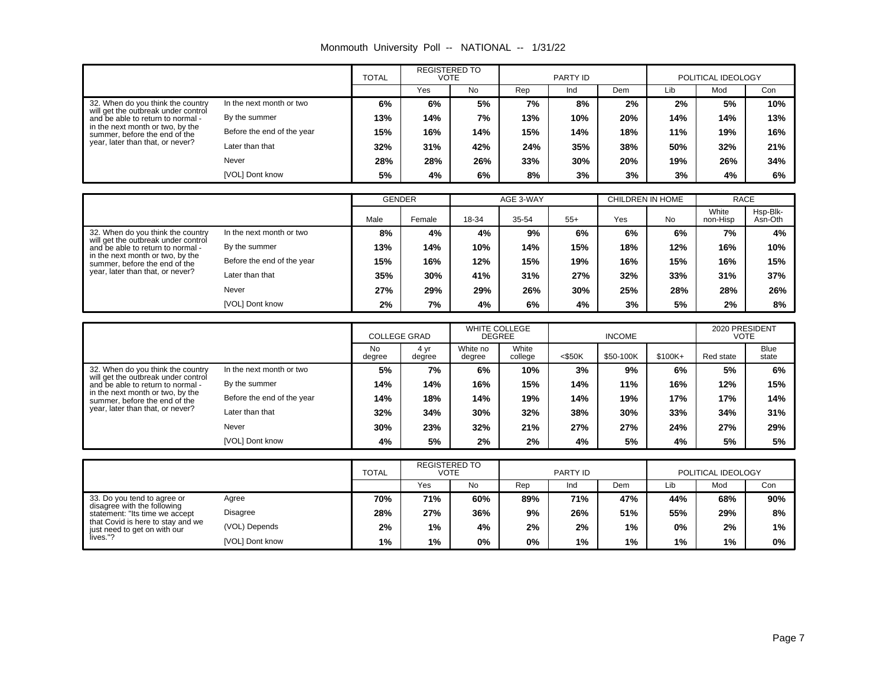Monmouth University Poll -- NATIONAL -- 1/31/22

| | | TOTAL | REGISTERED TO VOTE | | PARTY ID | | | POLITICAL IDEOLOGY | | |
|---|---|---|---|---|---|---|---|---|---|---|
| | | | Yes | No | Rep | Ind | Dem | Lib | Mod | Con |
| 32. When do you think the country will get the outbreak under control and be able to return to normal - in the next month or two, by the summer, before the end of the year, later than that, or never? | In the next month or two | 6% | 6% | 5% | 7% | 8% | 2% | 2% | 5% | 10% |
| | By the summer | 13% | 14% | 7% | 13% | 10% | 20% | 14% | 14% | 13% |
| | Before the end of the year | 15% | 16% | 14% | 15% | 14% | 18% | 11% | 19% | 16% |
| | Later than that | 32% | 31% | 42% | 24% | 35% | 38% | 50% | 32% | 21% |
| | Never | 28% | 28% | 26% | 33% | 30% | 20% | 19% | 26% | 34% |
| | [VOL] Dont know | 5% | 4% | 6% | 8% | 3% | 3% | 3% | 4% | 6% |

| | | GENDER | | AGE 3-WAY | | | CHILDREN IN HOME | | RACE | |
|---|---|---|---|---|---|---|---|---|---|---|
| | | Male | Female | 18-34 | 35-54 | 55+ | Yes | No | White non-Hisp | Hsp-Blk-Asn-Oth |
| 32. When do you think the country will get the outbreak under control and be able to return to normal - in the next month or two, by the summer, before the end of the year, later than that, or never? | In the next month or two | 8% | 4% | 4% | 9% | 6% | 6% | 6% | 7% | 4% |
| | By the summer | 13% | 14% | 10% | 14% | 15% | 18% | 12% | 16% | 10% |
| | Before the end of the year | 15% | 16% | 12% | 15% | 19% | 16% | 15% | 16% | 15% |
| | Later than that | 35% | 30% | 41% | 31% | 27% | 32% | 33% | 31% | 37% |
| | Never | 27% | 29% | 29% | 26% | 30% | 25% | 28% | 28% | 26% |
| | [VOL] Dont know | 2% | 7% | 4% | 6% | 4% | 3% | 5% | 2% | 8% |

| | | COLLEGE GRAD | | WHITE COLLEGE DEGREE | | INCOME | | | 2020 PRESIDENT VOTE | |
|---|---|---|---|---|---|---|---|---|---|---|
| | | No degree | 4 yr degree | White no degree | White college | <$50K | $50-100K | $100K+ | Red state | Blue state |
| 32. When do you think the country will get the outbreak under control and be able to return to normal - in the next month or two, by the summer, before the end of the year, later than that, or never? | In the next month or two | 5% | 7% | 6% | 10% | 3% | 9% | 6% | 5% | 6% |
| | By the summer | 14% | 14% | 16% | 15% | 14% | 11% | 16% | 12% | 15% |
| | Before the end of the year | 14% | 18% | 14% | 19% | 14% | 19% | 17% | 17% | 14% |
| | Later than that | 32% | 34% | 30% | 32% | 38% | 30% | 33% | 34% | 31% |
| | Never | 30% | 23% | 32% | 21% | 27% | 27% | 24% | 27% | 29% |
| | [VOL] Dont know | 4% | 5% | 2% | 2% | 4% | 5% | 4% | 5% | 5% |

| | | TOTAL | REGISTERED TO VOTE | | PARTY ID | | | POLITICAL IDEOLOGY | | |
|---|---|---|---|---|---|---|---|---|---|---|
| | | | Yes | No | Rep | Ind | Dem | Lib | Mod | Con |
| 33. Do you tend to agree or disagree with the following statement: "Its time we accept that Covid is here to stay and we just need to get on with our lives."? | Agree | 70% | 71% | 60% | 89% | 71% | 47% | 44% | 68% | 90% |
| | Disagree | 28% | 27% | 36% | 9% | 26% | 51% | 55% | 29% | 8% |
| | (VOL) Depends | 2% | 1% | 4% | 2% | 2% | 1% | 0% | 2% | 1% |
| | [VOL] Dont know | 1% | 1% | 0% | 0% | 1% | 1% | 1% | 1% | 0% |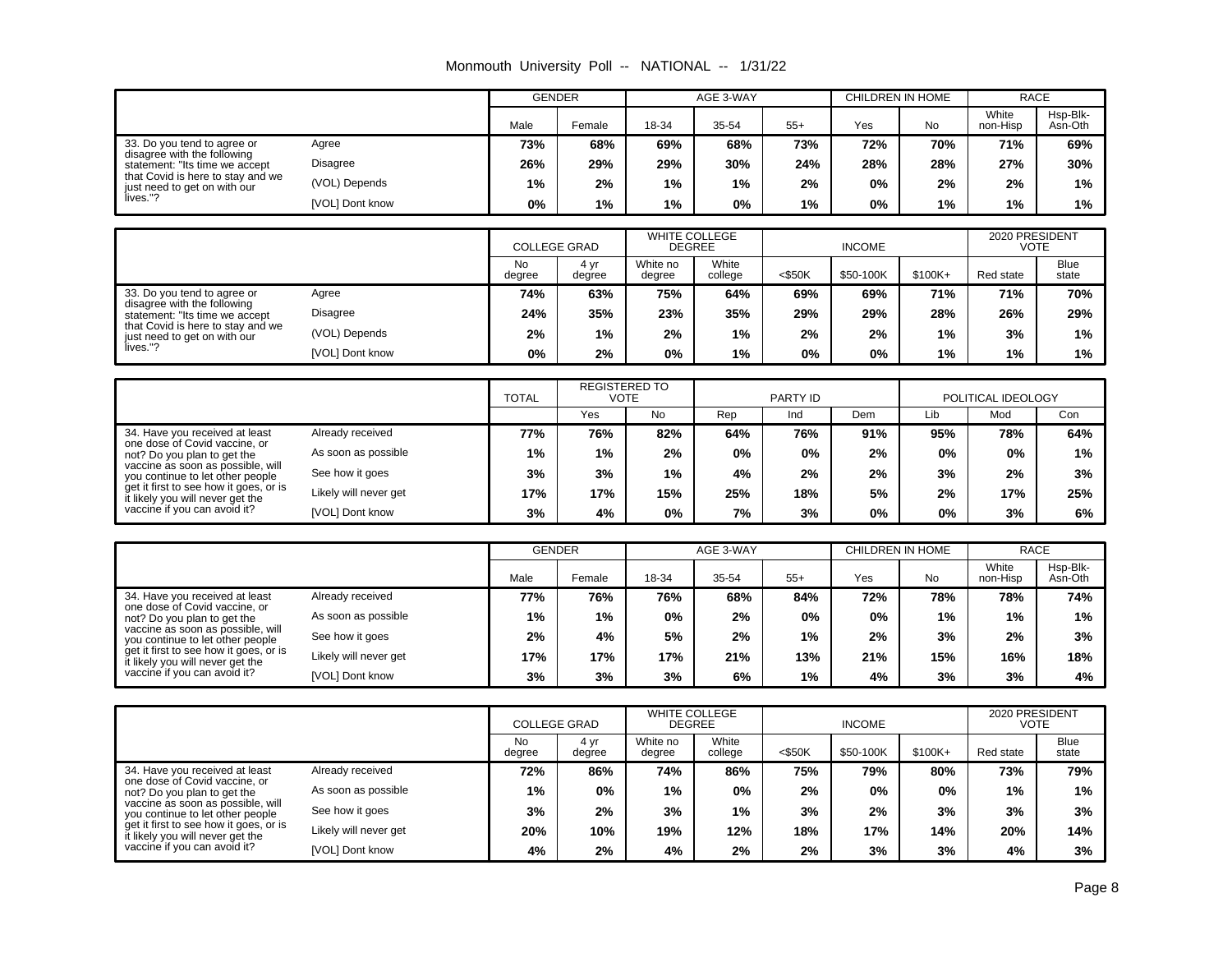Monmouth University Poll -- NATIONAL -- 1/31/22

| | | GENDER | | AGE 3-WAY | | | CHILDREN IN HOME | | RACE | |
|---|---|---|---|---|---|---|---|---|---|---|
| | | Male | Female | 18-34 | 35-54 | 55+ | Yes | No | White non-Hisp | Hsp-Blk-Asn-Oth |
| 33. Do you tend to agree or disagree with the following statement: "Its time we accept that Covid is here to stay and we just need to get on with our lives."? | Agree | 73% | 68% | 69% | 68% | 73% | 72% | 70% | 71% | 69% |
| | Disagree | 26% | 29% | 29% | 30% | 24% | 28% | 28% | 27% | 30% |
| | (VOL) Depends | 1% | 2% | 1% | 1% | 2% | 0% | 2% | 2% | 1% |
| | [VOL] Dont know | 0% | 1% | 1% | 0% | 1% | 0% | 1% | 1% | 1% |

| | | COLLEGE GRAD | | WHITE COLLEGE DEGREE | | INCOME | | | 2020 PRESIDENT VOTE | |
|---|---|---|---|---|---|---|---|---|---|---|
| | | No degree | 4 yr degree | White no degree | White college | <$50K | $50-100K | $100K+ | Red state | Blue state |
| 33. Do you tend to agree or disagree with the following statement: "Its time we accept that Covid is here to stay and we just need to get on with our lives."? | Agree | 74% | 63% | 75% | 64% | 69% | 69% | 71% | 71% | 70% |
| | Disagree | 24% | 35% | 23% | 35% | 29% | 29% | 28% | 26% | 29% |
| | (VOL) Depends | 2% | 1% | 2% | 1% | 2% | 2% | 1% | 3% | 1% |
| | [VOL] Dont know | 0% | 2% | 0% | 1% | 0% | 0% | 1% | 1% | 1% |

| | | TOTAL | REGISTERED TO VOTE | | PARTY ID | | | POLITICAL IDEOLOGY | | |
|---|---|---|---|---|---|---|---|---|---|---|
| | | | Yes | No | Rep | Ind | Dem | Lib | Mod | Con |
| 34. Have you received at least one dose of Covid vaccine, or not? Do you plan to get the vaccine as soon as possible, will you continue to let other people get it first to see how it goes, or is it likely you will never get the vaccine if you can avoid it? | Already received | 77% | 76% | 82% | 64% | 76% | 91% | 95% | 78% | 64% |
| | As soon as possible | 1% | 1% | 2% | 0% | 0% | 2% | 0% | 0% | 1% |
| | See how it goes | 3% | 3% | 1% | 4% | 2% | 2% | 3% | 2% | 3% |
| | Likely will never get | 17% | 17% | 15% | 25% | 18% | 5% | 2% | 17% | 25% |
| | [VOL] Dont know | 3% | 4% | 0% | 7% | 3% | 0% | 0% | 3% | 6% |

| | | GENDER | | AGE 3-WAY | | | CHILDREN IN HOME | | RACE | |
|---|---|---|---|---|---|---|---|---|---|---|
| | | Male | Female | 18-34 | 35-54 | 55+ | Yes | No | White non-Hisp | Hsp-Blk-Asn-Oth |
| 34. Have you received at least one dose of Covid vaccine, or not? Do you plan to get the vaccine as soon as possible, will you continue to let other people get it first to see how it goes, or is it likely you will never get the vaccine if you can avoid it? | Already received | 77% | 76% | 76% | 68% | 84% | 72% | 78% | 78% | 74% |
| | As soon as possible | 1% | 1% | 0% | 2% | 0% | 0% | 1% | 1% | 1% |
| | See how it goes | 2% | 4% | 5% | 2% | 1% | 2% | 3% | 2% | 3% |
| | Likely will never get | 17% | 17% | 17% | 21% | 13% | 21% | 15% | 16% | 18% |
| | [VOL] Dont know | 3% | 3% | 3% | 6% | 1% | 4% | 3% | 3% | 4% |

| | | COLLEGE GRAD | | WHITE COLLEGE DEGREE | | INCOME | | | 2020 PRESIDENT VOTE | |
|---|---|---|---|---|---|---|---|---|---|---|
| | | No degree | 4 yr degree | White no degree | White college | <$50K | $50-100K | $100K+ | Red state | Blue state |
| 34. Have you received at least one dose of Covid vaccine, or not? Do you plan to get the vaccine as soon as possible, will you continue to let other people get it first to see how it goes, or is it likely you will never get the vaccine if you can avoid it? | Already received | 72% | 86% | 74% | 86% | 75% | 79% | 80% | 73% | 79% |
| | As soon as possible | 1% | 0% | 1% | 0% | 2% | 0% | 0% | 1% | 1% |
| | See how it goes | 3% | 2% | 3% | 1% | 3% | 2% | 3% | 3% | 3% |
| | Likely will never get | 20% | 10% | 19% | 12% | 18% | 17% | 14% | 20% | 14% |
| | [VOL] Dont know | 4% | 2% | 4% | 2% | 2% | 3% | 3% | 4% | 3% |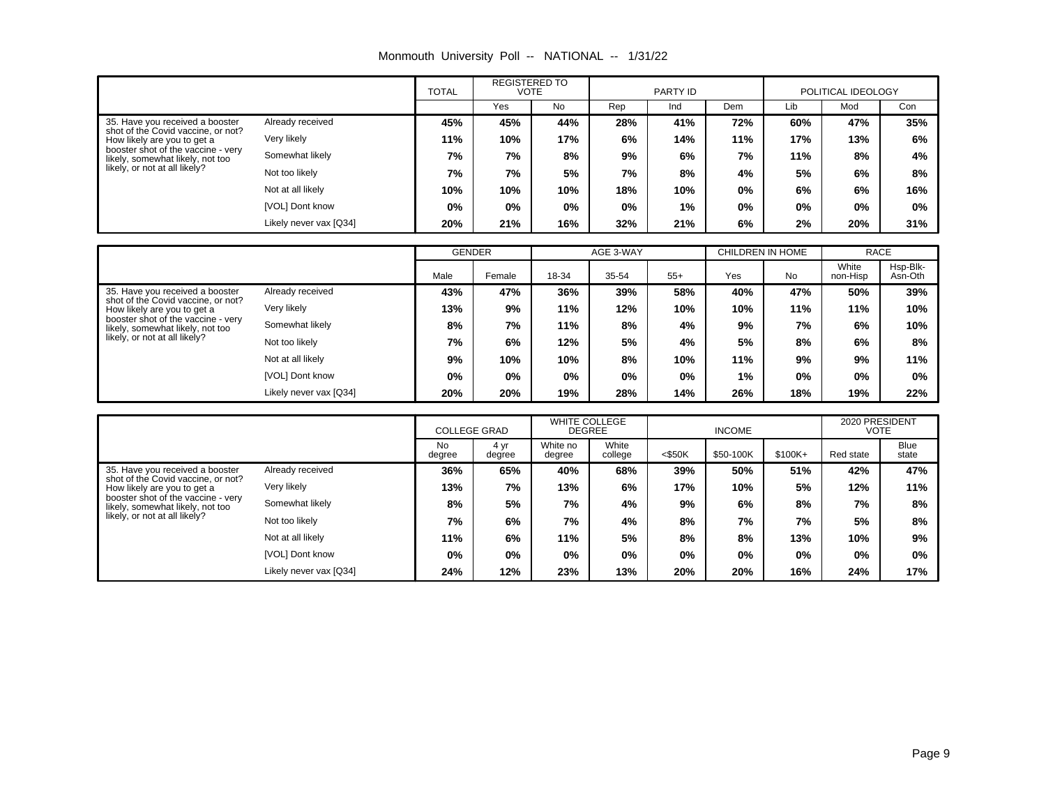Monmouth University Poll -- NATIONAL -- 1/31/22

| | | TOTAL | REGISTERED TO VOTE | | PARTY ID | | | POLITICAL IDEOLOGY | | |
|---|---|---|---|---|---|---|---|---|---|---|
| | | | Yes | No | Rep | Ind | Dem | Lib | Mod | Con |
| 35. Have you received a booster shot of the Covid vaccine, or not? How likely are you to get a booster shot of the vaccine - very likely, somewhat likely, not too likely, or not at all likely? | Already received | 45% | 45% | 44% | 28% | 41% | 72% | 60% | 47% | 35% |
| | Very likely | 11% | 10% | 17% | 6% | 14% | 11% | 17% | 13% | 6% |
| | Somewhat likely | 7% | 7% | 8% | 9% | 6% | 7% | 11% | 8% | 4% |
| | Not too likely | 7% | 7% | 5% | 7% | 8% | 4% | 5% | 6% | 8% |
| | Not at all likely | 10% | 10% | 10% | 18% | 10% | 0% | 6% | 6% | 16% |
| | [VOL] Dont know | 0% | 0% | 0% | 0% | 1% | 0% | 0% | 0% | 0% |
| | Likely never vax [Q34] | 20% | 21% | 16% | 32% | 21% | 6% | 2% | 20% | 31% |

| | | GENDER | | AGE 3-WAY | | | CHILDREN IN HOME | | RACE | |
|---|---|---|---|---|---|---|---|---|---|---|
| | | Male | Female | 18-34 | 35-54 | 55+ | Yes | No | White non-Hisp | Hsp-Blk-Asn-Oth |
| 35. Have you received a booster shot of the Covid vaccine, or not? How likely are you to get a booster shot of the vaccine - very likely, somewhat likely, not too likely, or not at all likely? | Already received | 43% | 47% | 36% | 39% | 58% | 40% | 47% | 50% | 39% |
| | Very likely | 13% | 9% | 11% | 12% | 10% | 10% | 11% | 11% | 10% |
| | Somewhat likely | 8% | 7% | 11% | 8% | 4% | 9% | 7% | 6% | 10% |
| | Not too likely | 7% | 6% | 12% | 5% | 4% | 5% | 8% | 6% | 8% |
| | Not at all likely | 9% | 10% | 10% | 8% | 10% | 11% | 9% | 9% | 11% |
| | [VOL] Dont know | 0% | 0% | 0% | 0% | 0% | 1% | 0% | 0% | 0% |
| | Likely never vax [Q34] | 20% | 20% | 19% | 28% | 14% | 26% | 18% | 19% | 22% |

| | | COLLEGE GRAD | | WHITE COLLEGE DEGREE | | INCOME | | | 2020 PRESIDENT VOTE | |
|---|---|---|---|---|---|---|---|---|---|---|
| | | No degree | 4 yr degree | White no degree | White college | <$50K | $50-100K | $100K+ | Red state | Blue state |
| 35. Have you received a booster shot of the Covid vaccine, or not? How likely are you to get a booster shot of the vaccine - very likely, somewhat likely, not too likely, or not at all likely? | Already received | 36% | 65% | 40% | 68% | 39% | 50% | 51% | 42% | 47% |
| | Very likely | 13% | 7% | 13% | 6% | 17% | 10% | 5% | 12% | 11% |
| | Somewhat likely | 8% | 5% | 7% | 4% | 9% | 6% | 8% | 7% | 8% |
| | Not too likely | 7% | 6% | 7% | 4% | 8% | 7% | 7% | 5% | 8% |
| | Not at all likely | 11% | 6% | 11% | 5% | 8% | 8% | 13% | 10% | 9% |
| | [VOL] Dont know | 0% | 0% | 0% | 0% | 0% | 0% | 0% | 0% | 0% |
| | Likely never vax [Q34] | 24% | 12% | 23% | 13% | 20% | 20% | 16% | 24% | 17% |